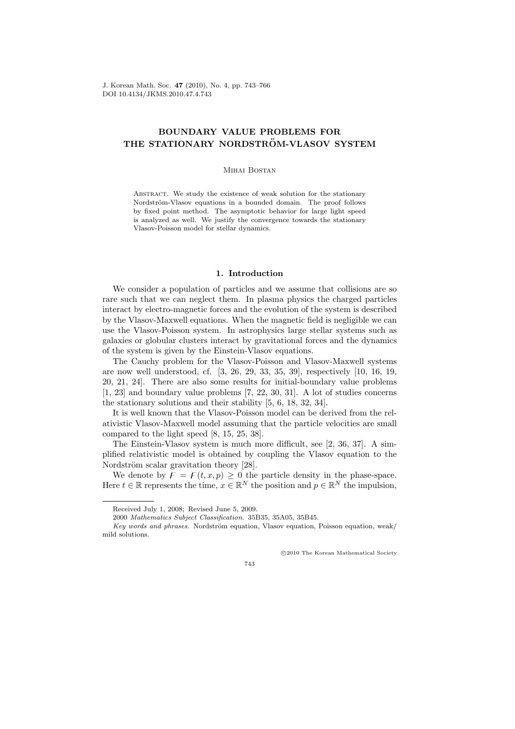# BOUNDARY VALUE PROBLEMS FOR THE STATIONARY NORDSTRÖM-VLASOV SYSTEM

Mihai Bostan

Abstract. We study the existence of weak solution for the stationary Nordström-Vlasov equations in a bounded domain. The proof follows by fixed point method. The asymptotic behavior for large light speed is analyzed as well. We justify the convergence towards the stationary Vlasov-Poisson model for stellar dynamics.

## 1. Introduction

We consider a population of particles and we assume that collisions are so rare such that we can neglect them. In plasma physics the charged particles interact by electro-magnetic forces and the evolution of the system is described by the Vlasov-Maxwell equations. When the magnetic field is negligible we can use the Vlasov-Poisson system. In astrophysics large stellar systems such as galaxies or globular clusters interact by gravitational forces and the dynamics of the system is given by the Einstein-Vlasov equations.

The Cauchy problem for the Vlasov-Poisson and Vlasov-Maxwell systems are now well understood, cf. [3, 26, 29, 33, 35, 39], respectively [10, 16, 19, 20, 21, 24]. There are also some results for initial-boundary value problems [1, 23] and boundary value problems [7, 22, 30, 31]. A lot of studies concerns the stationary solutions and their stability [5, 6, 18, 32, 34].

It is well known that the Vlasov-Poisson model can be derived from the relativistic Vlasov-Maxwell model assuming that the particle velocities are small compared to the light speed [8, 15, 25, 38].

The Einstein-Vlasov system is much more difficult, see [2, 36, 37]. A simplified relativistic model is obtained by coupling the Vlasov equation to the Nordström scalar gravitation theory [28].

We denote by $F = F(t, x, p) \geq 0$ the particle density in the phase-space. Here $t \in \mathbb{R}$ represents the time, $x \in \mathbb{R}^N$ the position and $p \in \mathbb{R}^N$ the impulsion,

---

Received July 1, 2008; Revised June 5, 2009.

2000 *Mathematics Subject Classification.* 35B35, 35A05, 35B45.

*Key words and phrases.* Nordström equation, Vlasov equation, Poisson equation, weak/mild solutions.

©2010 The Korean Mathematical Society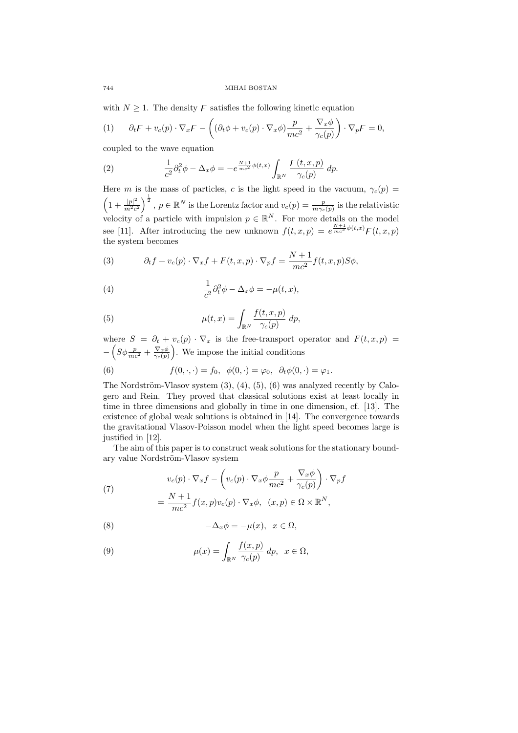with $N \geq 1$. The density $F$ satisfies the following kinetic equation

$$\partial_t F + v_c(p) \cdot \nabla_x F - \left( (\partial_t \phi + v_c(p) \cdot \nabla_x \phi) \frac{p}{mc^2} + \frac{\nabla_x \phi}{\gamma_c(p)} \right) \cdot \nabla_p F = 0, \tag{1}$$

coupled to the wave equation

$$\frac{1}{c^2} \partial_t^2 \phi - \Delta_x \phi = -e^{\frac{N+1}{mc^2}\phi(t,x)} \int_{\mathbb{R}^N} \frac{F(t,x,p)}{\gamma_c(p)} \, dp. \tag{2}$$

Here $m$ is the mass of particles, $c$ is the light speed in the vacuum, $\gamma_c(p) = \left(1 + \frac{|p|^2}{m^2c^2}\right)^{\frac{1}{2}}$, $p \in \mathbb{R}^N$ is the Lorentz factor and $v_c(p) = \frac{p}{m\gamma_c(p)}$ is the relativistic velocity of a particle with impulsion $p \in \mathbb{R}^N$. For more details on the model see [11]. After introducing the new unknown $f(t,x,p) = e^{\frac{N+1}{mc^2}\phi(t,x)} F(t,x,p)$ the system becomes

$$\partial_t f + v_c(p) \cdot \nabla_x f + F(t,x,p) \cdot \nabla_p f = \frac{N+1}{mc^2} f(t,x,p) S\phi, \tag{3}$$

$$\frac{1}{c^2} \partial_t^2 \phi - \Delta_x \phi = -\mu(t,x), \tag{4}$$

$$\mu(t,x) = \int_{\mathbb{R}^N} \frac{f(t,x,p)}{\gamma_c(p)} \, dp, \tag{5}$$

where $S = \partial_t + v_c(p) \cdot \nabla_x$ is the free-transport operator and $F(t,x,p) = -\left( S\phi \frac{p}{mc^2} + \frac{\nabla_x \phi}{\gamma_c(p)} \right)$. We impose the initial conditions

$$f(0,\cdot,\cdot) = f_0, \quad \phi(0,\cdot) = \varphi_0, \quad \partial_t \phi(0,\cdot) = \varphi_1. \tag{6}$$

The Nordström-Vlasov system (3), (4), (5), (6) was analyzed recently by Calogero and Rein. They proved that classical solutions exist at least locally in time in three dimensions and globally in time in one dimension, cf. [13]. The existence of global weak solutions is obtained in [14]. The convergence towards the gravitational Vlasov-Poisson model when the light speed becomes large is justified in [12].

The aim of this paper is to construct weak solutions for the stationary boundary value Nordström-Vlasov system

$$\begin{aligned} & v_c(p) \cdot \nabla_x f - \left( v_c(p) \cdot \nabla_x \phi \frac{p}{mc^2} + \frac{\nabla_x \phi}{\gamma_c(p)} \right) \cdot \nabla_p f \\ & = \frac{N+1}{mc^2} f(x,p) v_c(p) \cdot \nabla_x \phi, \quad (x,p) \in \Omega \times \mathbb{R}^N, \end{aligned} \tag{7}$$

$$-\Delta_x \phi = -\mu(x), \quad x \in \Omega, \tag{8}$$

$$\mu(x) = \int_{\mathbb{R}^N} \frac{f(x,p)}{\gamma_c(p)} \, dp, \quad x \in \Omega, \tag{9}$$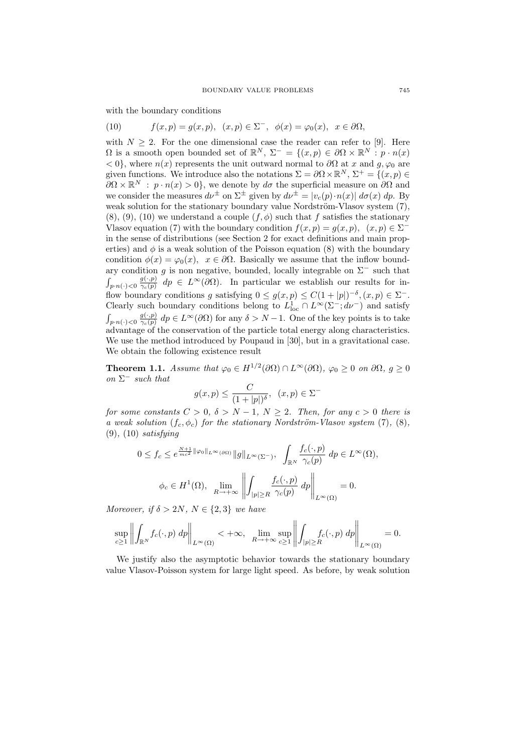with the boundary conditions

$$f(x,p) = g(x,p), \ \ (x,p) \in \Sigma^-, \ \ \phi(x) = \varphi_0(x), \ \ x \in \partial\Omega, \tag{10}$$

with $N \geq 2$. For the one dimensional case the reader can refer to [9]. Here $\Omega$ is a smooth open bounded set of $\mathbb{R}^N$, $\Sigma^- = \{(x,p) \in \partial\Omega \times \mathbb{R}^N : p \cdot n(x) < 0\}$, where $n(x)$ represents the unit outward normal to $\partial\Omega$ at $x$ and $g, \varphi_0$ are given functions. We introduce also the notations $\Sigma = \partial\Omega \times \mathbb{R}^N$, $\Sigma^+ = \{(x,p) \in \partial\Omega \times \mathbb{R}^N : p \cdot n(x) > 0\}$, we denote by $d\sigma$ the superficial measure on $\partial\Omega$ and we consider the measures $d\nu^\pm$ on $\Sigma^\pm$ given by $d\nu^\pm = |v_c(p) \cdot n(x)| \, d\sigma(x) \, dp$. By weak solution for the stationary boundary value Nordström-Vlasov system (7), (8), (9), (10) we understand a couple $(f, \phi)$ such that $f$ satisfies the stationary Vlasov equation (7) with the boundary condition $f(x,p) = g(x,p), \ (x,p) \in \Sigma^-$ in the sense of distributions (see Section 2 for exact definitions and main properties) and $\phi$ is a weak solution of the Poisson equation (8) with the boundary condition $\phi(x) = \varphi_0(x), \ x \in \partial\Omega$. Basically we assume that the inflow boundary condition $g$ is non negative, bounded, locally integrable on $\Sigma^-$ such that $\int_{p \cdot n(\cdot) < 0} \frac{g(\cdot,p)}{\gamma_c(p)} \, dp \in L^\infty(\partial\Omega)$. In particular we establish our results for inflow boundary conditions $g$ satisfying $0 \leq g(x,p) \leq C(1+|p|)^{-\delta}, (x,p) \in \Sigma^-$. Clearly such boundary conditions belong to $L^1_{\text{loc}} \cap L^\infty(\Sigma^-; d\nu^-)$ and satisfy $\int_{p \cdot n(\cdot) < 0} \frac{g(\cdot,p)}{\gamma_c(p)} \, dp \in L^\infty(\partial\Omega)$ for any $\delta > N-1$. One of the key points is to take advantage of the conservation of the particle total energy along characteristics. We use the method introduced by Poupaud in [30], but in a gravitational case. We obtain the following existence result

**Theorem 1.1.** *Assume that $\varphi_0 \in H^{1/2}(\partial\Omega) \cap L^\infty(\partial\Omega)$, $\varphi_0 \geq 0$ on $\partial\Omega$, $g \geq 0$ on $\Sigma^-$ such that*

$$g(x,p) \leq \frac{C}{(1+|p|)^\delta}, \ \ (x,p) \in \Sigma^-$$

*for some constants $C > 0$, $\delta > N-1$, $N \geq 2$. Then, for any $c > 0$ there is a weak solution $(f_c, \phi_c)$ for the stationary Nordström-Vlasov system (7), (8), (9), (10) satisfying*

$$0 \leq f_c \leq e^{\frac{N+1}{mc^2}\|\varphi_0\|_{L^\infty(\partial\Omega)}} \|g\|_{L^\infty(\Sigma^-)}, \ \ \int_{\mathbb{R}^N} \frac{f_c(\cdot,p)}{\gamma_c(p)} \, dp \in L^\infty(\Omega),$$

$$\phi_c \in H^1(\Omega), \ \ \lim_{R \to +\infty} \left\| \int_{|p| \geq R} \frac{f_c(\cdot,p)}{\gamma_c(p)} \, dp \right\|_{L^\infty(\Omega)} = 0.$$

*Moreover, if $\delta > 2N$, $N \in \{2,3\}$ we have*

$$\sup_{c \geq 1} \left\| \int_{\mathbb{R}^N} f_c(\cdot,p) \, dp \right\|_{L^\infty(\Omega)} < +\infty, \ \ \lim_{R \to +\infty} \sup_{c \geq 1} \left\| \int_{|p| \geq R} f_c(\cdot,p) \, dp \right\|_{L^\infty(\Omega)} = 0.$$

We justify also the asymptotic behavior towards the stationary boundary value Vlasov-Poisson system for large light speed. As before, by weak solution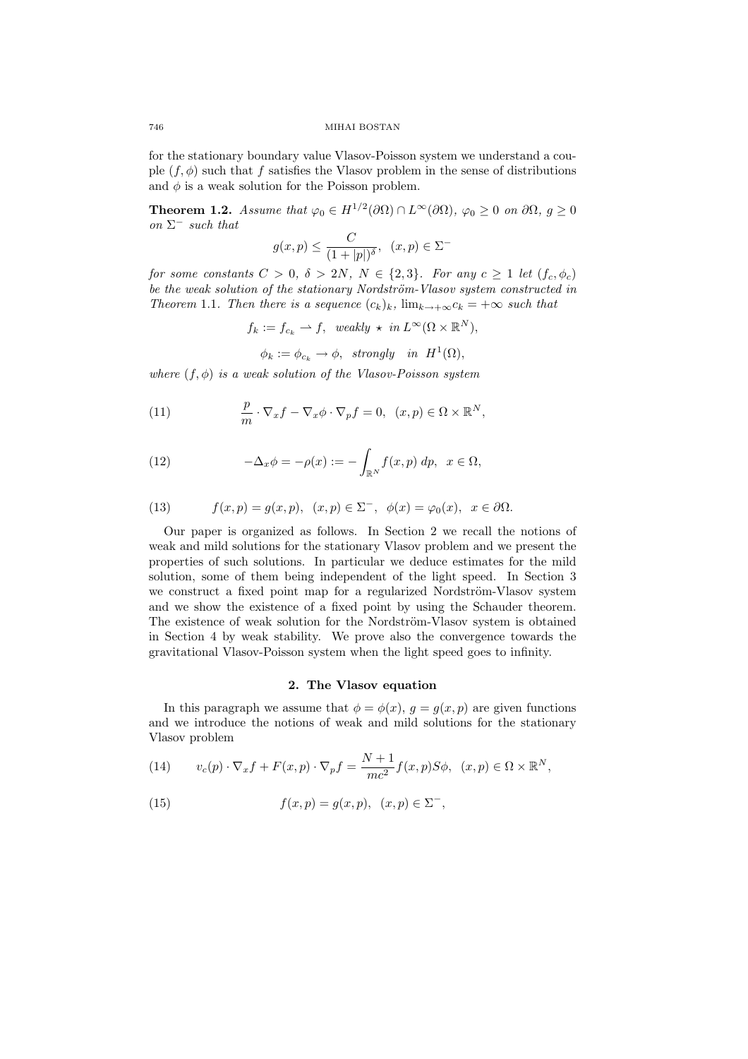for the stationary boundary value Vlasov-Poisson system we understand a couple $(f, \phi)$ such that $f$ satisfies the Vlasov problem in the sense of distributions and $\phi$ is a weak solution for the Poisson problem.

**Theorem 1.2.** *Assume that $\varphi_0 \in H^{1/2}(\partial\Omega) \cap L^\infty(\partial\Omega)$, $\varphi_0 \geq 0$ on $\partial\Omega$, $g \geq 0$ on $\Sigma^-$ such that*

$$g(x,p) \leq \frac{C}{(1+|p|)^\delta}, \quad (x,p) \in \Sigma^-$$

*for some constants $C > 0$, $\delta > 2N$, $N \in \{2,3\}$. For any $c \geq 1$ let $(f_c, \phi_c)$ be the weak solution of the stationary Nordström-Vlasov system constructed in Theorem* 1.1. *Then there is a sequence $(c_k)_k$, $\lim_{k\to+\infty} c_k = +\infty$ such that*

$$f_k := f_{c_k} \rightharpoonup f, \quad \textit{weakly} \star \textit{ in } L^\infty(\Omega \times \mathbb{R}^N),$$

$$\phi_k := \phi_{c_k} \to \phi, \quad \textit{strongly} \quad \textit{in} \quad H^1(\Omega),$$

*where $(f, \phi)$ is a weak solution of the Vlasov-Poisson system*

$$\frac{p}{m} \cdot \nabla_x f - \nabla_x \phi \cdot \nabla_p f = 0, \quad (x,p) \in \Omega \times \mathbb{R}^N, \tag{11}$$

$$-\Delta_x \phi = -\rho(x) := -\int_{\mathbb{R}^N} f(x,p)\, dp, \quad x \in \Omega, \tag{12}$$

$$f(x,p) = g(x,p), \quad (x,p) \in \Sigma^-, \quad \phi(x) = \varphi_0(x), \quad x \in \partial\Omega. \tag{13}$$

Our paper is organized as follows. In Section 2 we recall the notions of weak and mild solutions for the stationary Vlasov problem and we present the properties of such solutions. In particular we deduce estimates for the mild solution, some of them being independent of the light speed. In Section 3 we construct a fixed point map for a regularized Nordström-Vlasov system and we show the existence of a fixed point by using the Schauder theorem. The existence of weak solution for the Nordström-Vlasov system is obtained in Section 4 by weak stability. We prove also the convergence towards the gravitational Vlasov-Poisson system when the light speed goes to infinity.

## 2. The Vlasov equation

In this paragraph we assume that $\phi = \phi(x)$, $g = g(x,p)$ are given functions and we introduce the notions of weak and mild solutions for the stationary Vlasov problem

$$v_c(p) \cdot \nabla_x f + F(x,p) \cdot \nabla_p f = \frac{N+1}{mc^2} f(x,p) S\phi, \quad (x,p) \in \Omega \times \mathbb{R}^N, \tag{14}$$

$$f(x,p) = g(x,p), \quad (x,p) \in \Sigma^-, \tag{15}$$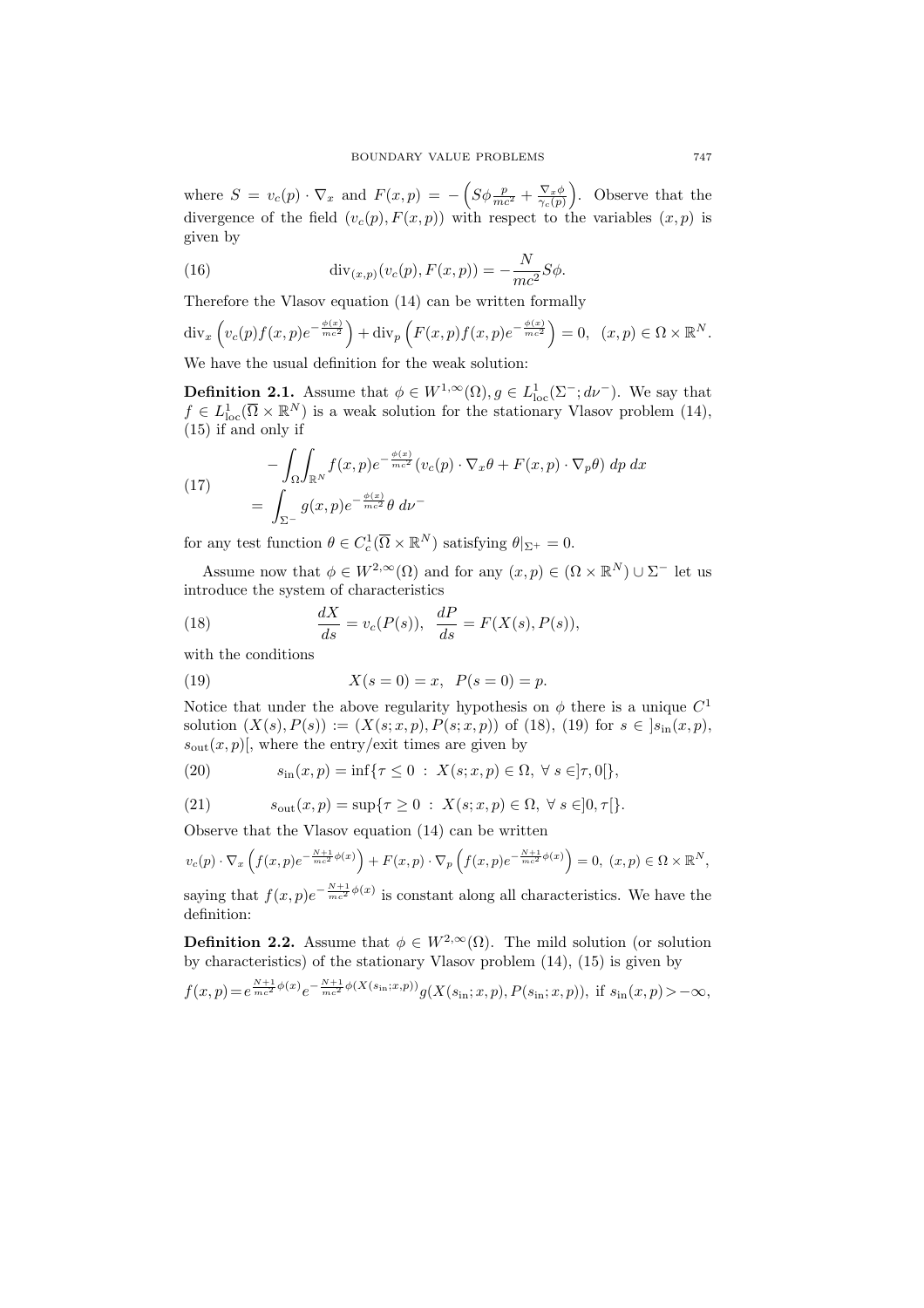where $S = v_c(p) \cdot \nabla_x$ and $F(x,p) = -\left(S\phi \frac{p}{mc^2} + \frac{\nabla_x \phi}{\gamma_c(p)}\right)$. Observe that the divergence of the field $(v_c(p), F(x,p))$ with respect to the variables $(x,p)$ is given by

$$\operatorname{div}_{(x,p)}(v_c(p), F(x,p)) = -\frac{N}{mc^2} S\phi. \tag{16}$$

Therefore the Vlasov equation (14) can be written formally

$$\operatorname{div}_x \left( v_c(p) f(x,p) e^{-\frac{\phi(x)}{mc^2}} \right) + \operatorname{div}_p \left( F(x,p) f(x,p) e^{-\frac{\phi(x)}{mc^2}} \right) = 0, \ \ (x,p) \in \Omega \times \mathbb{R}^N.$$

We have the usual definition for the weak solution:

**Definition 2.1.** Assume that $\phi \in W^{1,\infty}(\Omega), g \in L^1_{\text{loc}}(\Sigma^-; d\nu^-)$. We say that $f \in L^1_{\text{loc}}(\overline{\Omega} \times \mathbb{R}^N)$ is a weak solution for the stationary Vlasov problem (14), (15) if and only if

$$\begin{aligned} &-\int_\Omega \int_{\mathbb{R}^N} f(x,p) e^{-\frac{\phi(x)}{mc^2}} (v_c(p) \cdot \nabla_x \theta + F(x,p) \cdot \nabla_p \theta) \, dp \, dx \\ &\quad = \int_{\Sigma^-} g(x,p) e^{-\frac{\phi(x)}{mc^2}} \theta \, d\nu^- \end{aligned} \tag{17}$$

for any test function $\theta \in C^1_c(\overline{\Omega} \times \mathbb{R}^N)$ satisfying $\theta|_{\Sigma^+} = 0$.

Assume now that $\phi \in W^{2,\infty}(\Omega)$ and for any $(x,p) \in (\Omega \times \mathbb{R}^N) \cup \Sigma^-$ let us introduce the system of characteristics

$$\frac{dX}{ds} = v_c(P(s)), \ \ \frac{dP}{ds} = F(X(s), P(s)), \tag{18}$$

with the conditions

$$X(s=0) = x, \ \ P(s=0) = p. \tag{19}$$

Notice that under the above regularity hypothesis on $\phi$ there is a unique $C^1$ solution $(X(s), P(s)) := (X(s;x,p), P(s;x,p))$ of (18), (19) for $s \in ]s_{\text{in}}(x,p), s_{\text{out}}(x,p)[$, where the entry/exit times are given by

$$s_{\text{in}}(x,p) = \inf\{\tau \leq 0 \ : \ X(s;x,p) \in \Omega, \ \forall \ s \in ]\tau, 0[\}, \tag{20}$$

$$s_{\text{out}}(x,p) = \sup\{\tau \geq 0 \ : \ X(s;x,p) \in \Omega, \ \forall \ s \in ]0, \tau[\}. \tag{21}$$

Observe that the Vlasov equation (14) can be written

$$v_c(p) \cdot \nabla_x \left( f(x,p) e^{-\frac{N+1}{mc^2}\phi(x)} \right) + F(x,p) \cdot \nabla_p \left( f(x,p) e^{-\frac{N+1}{mc^2}\phi(x)} \right) = 0, \ (x,p) \in \Omega \times \mathbb{R}^N,$$

saying that $f(x,p) e^{-\frac{N+1}{mc^2}\phi(x)}$ is constant along all characteristics. We have the definition:

**Definition 2.2.** Assume that $\phi \in W^{2,\infty}(\Omega)$. The mild solution (or solution by characteristics) of the stationary Vlasov problem (14), (15) is given by

$$f(x,p) = e^{\frac{N+1}{mc^2}\phi(x)} e^{-\frac{N+1}{mc^2}\phi(X(s_{\text{in}};x,p))} g(X(s_{\text{in}};x,p), P(s_{\text{in}};x,p)), \ \text{if} \ s_{\text{in}}(x,p) > -\infty,$$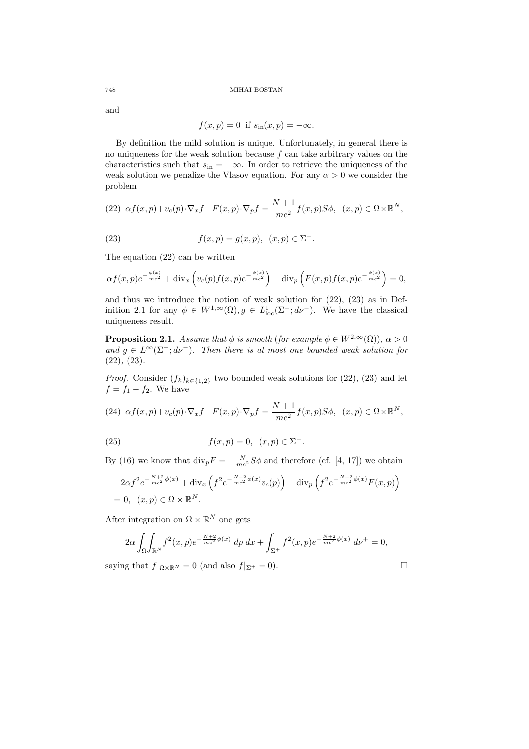and

$$f(x,p) = 0 \ \text{ if } s_{\text{in}}(x,p) = -\infty.$$

By definition the mild solution is unique. Unfortunately, in general there is no uniqueness for the weak solution because $f$ can take arbitrary values on the characteristics such that $s_{\text{in}} = -\infty$. In order to retrieve the uniqueness of the weak solution we penalize the Vlasov equation. For any $\alpha > 0$ we consider the problem

$$\alpha f(x,p) + v_c(p)\cdot\nabla_x f + F(x,p)\cdot\nabla_p f = \frac{N+1}{mc^2} f(x,p) S\phi, \quad (x,p)\in\Omega\times\mathbb{R}^N, \tag{22}$$

$$f(x,p) = g(x,p), \quad (x,p)\in\Sigma^-. \tag{23}$$

The equation (22) can be written

$$\alpha f(x,p) e^{-\frac{\phi(x)}{mc^2}} + \operatorname{div}_x\left(v_c(p) f(x,p) e^{-\frac{\phi(x)}{mc^2}}\right) + \operatorname{div}_p\left(F(x,p) f(x,p) e^{-\frac{\phi(x)}{mc^2}}\right) = 0,$$

and thus we introduce the notion of weak solution for (22), (23) as in Definition 2.1 for any $\phi \in W^{1,\infty}(\Omega), g \in L^1_{\text{loc}}(\Sigma^-; d\nu^-)$. We have the classical uniqueness result.

**Proposition 2.1.** *Assume that $\phi$ is smooth (for example $\phi \in W^{2,\infty}(\Omega)$), $\alpha > 0$ and $g \in L^\infty(\Sigma^-; d\nu^-)$. Then there is at most one bounded weak solution for (22), (23).*

*Proof.* Consider $(f_k)_{k\in\{1,2\}}$ two bounded weak solutions for (22), (23) and let $f = f_1 - f_2$. We have

$$\alpha f(x,p) + v_c(p)\cdot\nabla_x f + F(x,p)\cdot\nabla_p f = \frac{N+1}{mc^2} f(x,p) S\phi, \quad (x,p)\in\Omega\times\mathbb{R}^N, \tag{24}$$

$$f(x,p) = 0, \quad (x,p)\in\Sigma^-. \tag{25}$$

By (16) we know that $\operatorname{div}_p F = -\frac{N}{mc^2} S\phi$ and therefore (cf. [4, 17]) we obtain

$$2\alpha f^2 e^{-\frac{N+2}{mc^2}\phi(x)} + \operatorname{div}_x\left(f^2 e^{-\frac{N+2}{mc^2}\phi(x)} v_c(p)\right) + \operatorname{div}_p\left(f^2 e^{-\frac{N+2}{mc^2}\phi(x)} F(x,p)\right)$$
$$= 0, \quad (x,p)\in\Omega\times\mathbb{R}^N.$$

After integration on $\Omega\times\mathbb{R}^N$ one gets

$$2\alpha \int_\Omega\int_{\mathbb{R}^N} f^2(x,p) e^{-\frac{N+2}{mc^2}\phi(x)}\, dp\, dx + \int_{\Sigma^+} f^2(x,p) e^{-\frac{N+2}{mc^2}\phi(x)}\, d\nu^+ = 0,$$

saying that $f|_{\Omega\times\mathbb{R}^N} = 0$ (and also $f|_{\Sigma^+} = 0$). □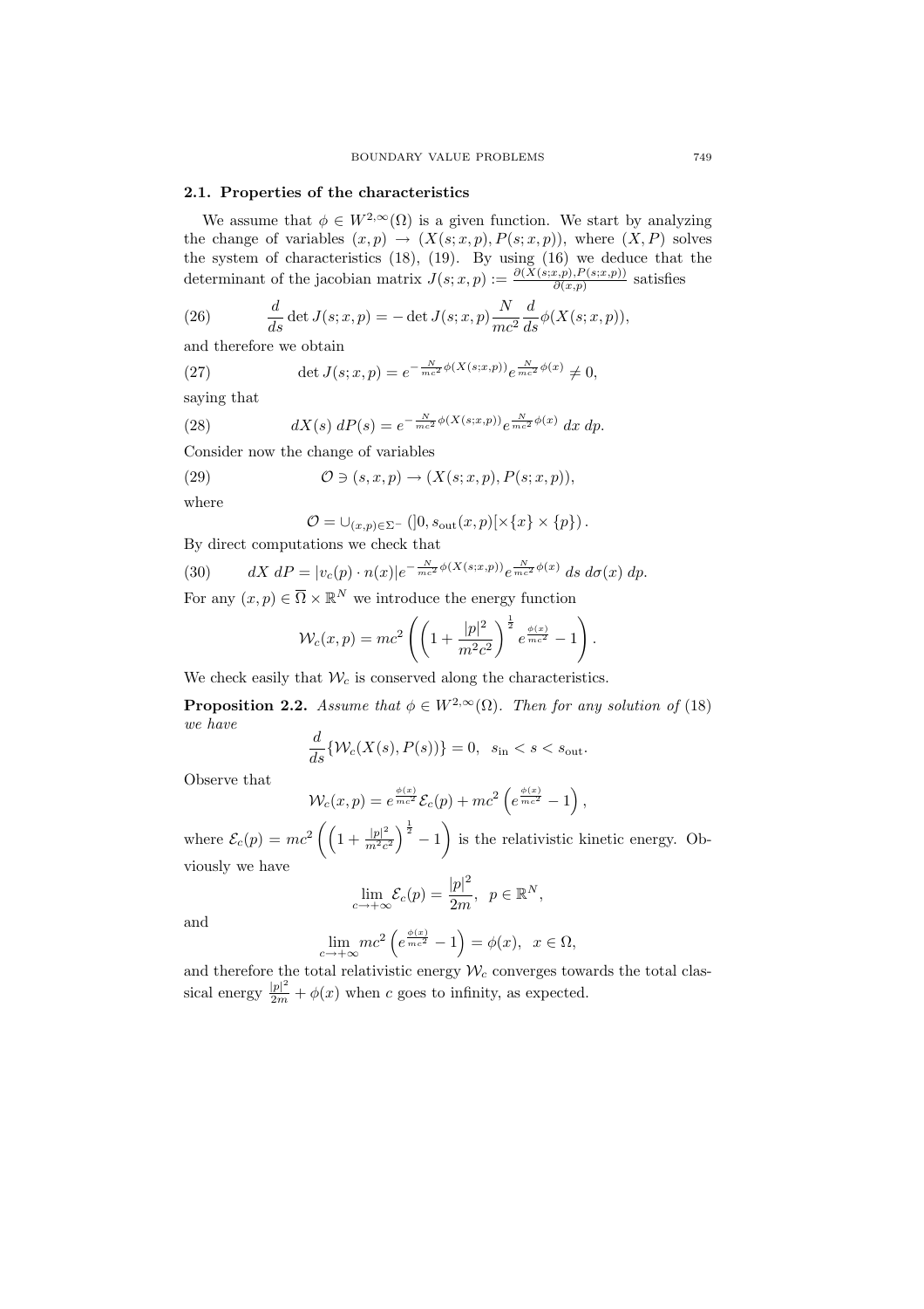### 2.1. Properties of the characteristics

We assume that $\phi \in W^{2,\infty}(\Omega)$ is a given function. We start by analyzing the change of variables $(x,p) \to (X(s;x,p), P(s;x,p))$, where $(X,P)$ solves the system of characteristics (18), (19). By using (16) we deduce that the determinant of the jacobian matrix $J(s;x,p) := \frac{\partial (X(s;x,p), P(s;x,p))}{\partial (x,p)}$ satisfies

$$\frac{d}{ds} \det J(s;x,p) = -\det J(s;x,p) \frac{N}{mc^2} \frac{d}{ds} \phi(X(s;x,p)), \tag{26}$$

and therefore we obtain

$$\det J(s;x,p) = e^{-\frac{N}{mc^2}\phi(X(s;x,p))} e^{\frac{N}{mc^2}\phi(x)} \neq 0, \tag{27}$$

saying that

$$dX(s)\ dP(s) = e^{-\frac{N}{mc^2}\phi(X(s;x,p))} e^{\frac{N}{mc^2}\phi(x)}\ dx\ dp. \tag{28}$$

Consider now the change of variables

$$\mathcal{O} \ni (s,x,p) \to (X(s;x,p), P(s;x,p)), \tag{29}$$

where

$$\mathcal{O} = \cup_{(x,p)\in \Sigma^-} \left( ]0, s_{\text{out}}(x,p)[ \times \{x\} \times \{p\} \right).$$

By direct computations we check that

$$dX\ dP = |v_c(p) \cdot n(x)| e^{-\frac{N}{mc^2}\phi(X(s;x,p))} e^{\frac{N}{mc^2}\phi(x)}\ ds\ d\sigma(x)\ dp. \tag{30}$$

For any $(x,p) \in \overline{\Omega} \times \mathbb{R}^N$ we introduce the energy function

$$\mathcal{W}_c(x,p) = mc^2 \left( \left( 1 + \frac{|p|^2}{m^2c^2} \right)^{\frac{1}{2}} e^{\frac{\phi(x)}{mc^2}} - 1 \right).$$

We check easily that $\mathcal{W}_c$ is conserved along the characteristics.

**Proposition 2.2.** *Assume that $\phi \in W^{2,\infty}(\Omega)$. Then for any solution of* (18) *we have*

$$\frac{d}{ds} \{ \mathcal{W}_c(X(s), P(s)) \} = 0, \ \ s_{\text{in}} < s < s_{\text{out}}.$$

Observe that

$$\mathcal{W}_c(x,p) = e^{\frac{\phi(x)}{mc^2}} \mathcal{E}_c(p) + mc^2 \left( e^{\frac{\phi(x)}{mc^2}} - 1 \right),$$

where $\mathcal{E}_c(p) = mc^2 \left( \left( 1 + \frac{|p|^2}{m^2c^2} \right)^{\frac{1}{2}} - 1 \right)$ is the relativistic kinetic energy. Obviously we have

$$\lim_{c \to +\infty} \mathcal{E}_c(p) = \frac{|p|^2}{2m}, \ \ p \in \mathbb{R}^N,$$

and

$$\lim_{c \to +\infty} mc^2 \left( e^{\frac{\phi(x)}{mc^2}} - 1 \right) = \phi(x), \ \ x \in \Omega,$$

and therefore the total relativistic energy $\mathcal{W}_c$ converges towards the total classical energy $\frac{|p|^2}{2m} + \phi(x)$ when $c$ goes to infinity, as expected.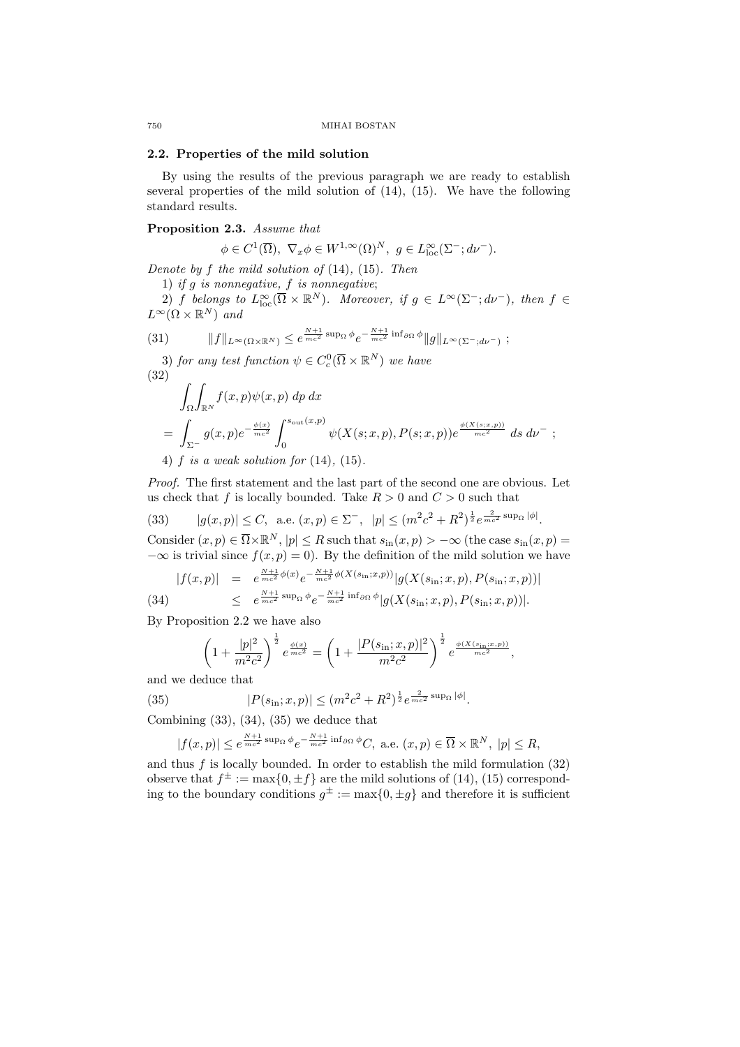### 2.2. Properties of the mild solution

By using the results of the previous paragraph we are ready to establish several properties of the mild solution of (14), (15). We have the following standard results.

**Proposition 2.3.** *Assume that*

$$\phi \in C^1(\overline{\Omega}),\ \nabla_x \phi \in W^{1,\infty}(\Omega)^N,\ g \in L^\infty_{\rm loc}(\Sigma^-; d\nu^-).$$

*Denote by $f$ the mild solution of* (14), (15). *Then*

1) *if $g$ is nonnegative, $f$ is nonnegative*;

2) *$f$ belongs to $L^\infty_{\rm loc}(\overline{\Omega} \times \mathbb{R}^N)$. Moreover, if $g \in L^\infty(\Sigma^-; d\nu^-)$, then $f \in L^\infty(\Omega \times \mathbb{R}^N)$ and*

$$\|f\|_{L^\infty(\Omega\times\mathbb{R}^N)} \le e^{\frac{N+1}{mc^2}\sup_\Omega \phi} e^{-\frac{N+1}{mc^2}\inf_{\partial\Omega}\phi}\|g\|_{L^\infty(\Sigma^-;d\nu^-)}\ ; \tag{31}$$

3) *for any test function $\psi \in C^0_c(\overline{\Omega}\times\mathbb{R}^N)$ we have*

$$\begin{aligned}
&\int_\Omega\int_{\mathbb{R}^N} f(x,p)\psi(x,p)\ dp\ dx \\
&= \int_{\Sigma^-} g(x,p) e^{-\frac{\phi(x)}{mc^2}} \int_0^{s_{\rm out}(x,p)} \psi(X(s;x,p),P(s;x,p)) e^{\frac{\phi(X(s;x,p))}{mc^2}}\ ds\ d\nu^-\ ;
\end{aligned} \tag{32}$$

4) *$f$ is a weak solution for* (14), (15).

*Proof.* The first statement and the last part of the second one are obvious. Let us check that $f$ is locally bounded. Take $R > 0$ and $C > 0$ such that

$$|g(x,p)| \le C,\ \text{ a.e. } (x,p) \in \Sigma^-,\ \ |p| \le (m^2c^2 + R^2)^{\frac{1}{2}} e^{\frac{2}{mc^2}\sup_\Omega|\phi|}. \tag{33}$$

Consider $(x,p) \in \overline{\Omega}\times\mathbb{R}^N$, $|p| \le R$ such that $s_{\rm in}(x,p) > -\infty$ (the case $s_{\rm in}(x,p) = -\infty$ is trivial since $f(x,p) = 0$). By the definition of the mild solution we have

$$\begin{aligned}
|f(x,p)| &= e^{\frac{N+1}{mc^2}\phi(x)} e^{-\frac{N+1}{mc^2}\phi(X(s_{\rm in};x,p))}|g(X(s_{\rm in};x,p),P(s_{\rm in};x,p))| \\
&\le e^{\frac{N+1}{mc^2}\sup_\Omega\phi} e^{-\frac{N+1}{mc^2}\inf_{\partial\Omega}\phi}|g(X(s_{\rm in};x,p),P(s_{\rm in};x,p))|.
\end{aligned} \tag{34}$$

By Proposition 2.2 we have also

$$\left(1 + \frac{|p|^2}{m^2c^2}\right)^{\frac{1}{2}} e^{\frac{\phi(x)}{mc^2}} = \left(1 + \frac{|P(s_{\rm in};x,p)|^2}{m^2c^2}\right)^{\frac{1}{2}} e^{\frac{\phi(X(s_{\rm in};x,p))}{mc^2}},$$

and we deduce that

$$|P(s_{\rm in};x,p)| \le (m^2c^2 + R^2)^{\frac{1}{2}} e^{\frac{2}{mc^2}\sup_\Omega|\phi|}. \tag{35}$$

Combining (33), (34), (35) we deduce that

$$|f(x,p)| \le e^{\frac{N+1}{mc^2}\sup_\Omega\phi} e^{-\frac{N+1}{mc^2}\inf_{\partial\Omega}\phi} C,\ \text{ a.e. } (x,p) \in \overline{\Omega}\times\mathbb{R}^N,\ |p| \le R,$$

and thus $f$ is locally bounded. In order to establish the mild formulation (32) observe that $f^\pm := \max\{0, \pm f\}$ are the mild solutions of (14), (15) corresponding to the boundary conditions $g^\pm := \max\{0, \pm g\}$ and therefore it is sufficient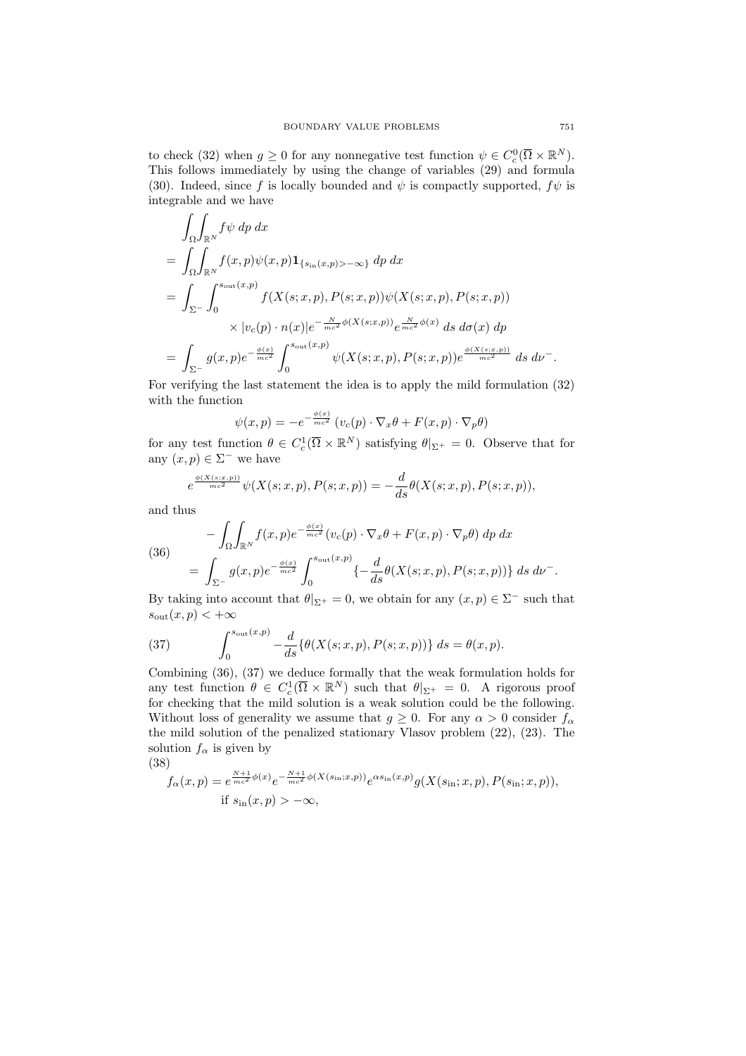to check (32) when $g \geq 0$ for any nonnegative test function $\psi \in C^0_c(\overline{\Omega} \times \mathbb{R}^N)$. This follows immediately by using the change of variables (29) and formula (30). Indeed, since $f$ is locally bounded and $\psi$ is compactly supported, $f\psi$ is integrable and we have

$$
\begin{aligned}
&\int_\Omega\int_{\mathbb{R}^N} f\psi \; dp \; dx \\
&= \int_\Omega\int_{\mathbb{R}^N} f(x,p)\psi(x,p)\mathbf{1}_{\{s_{\rm in}(x,p)>-\infty\}} \; dp \; dx \\
&= \int_{\Sigma^-}\int_0^{s_{\rm out}(x,p)} f(X(s;x,p),P(s;x,p))\psi(X(s;x,p),P(s;x,p)) \\
&\qquad\qquad \times |v_c(p)\cdot n(x)| e^{-\frac{N}{mc^2}\phi(X(s;x,p))} e^{\frac{N}{mc^2}\phi(x)} \; ds \; d\sigma(x) \; dp \\
&= \int_{\Sigma^-} g(x,p) e^{-\frac{\phi(x)}{mc^2}} \int_0^{s_{\rm out}(x,p)} \psi(X(s;x,p),P(s;x,p)) e^{\frac{\phi(X(s;x,p))}{mc^2}} \; ds \; d\nu^- .
\end{aligned}
$$

For verifying the last statement the idea is to apply the mild formulation (32) with the function

$$
\psi(x,p) = -e^{-\frac{\phi(x)}{mc^2}} \left(v_c(p)\cdot\nabla_x\theta + F(x,p)\cdot\nabla_p\theta\right)
$$

for any test function $\theta \in C^1_c(\overline{\Omega}\times\mathbb{R}^N)$ satisfying $\theta|_{\Sigma^+} = 0$. Observe that for any $(x,p) \in \Sigma^-$ we have

$$
e^{\frac{\phi(X(s;x,p))}{mc^2}} \psi(X(s;x,p),P(s;x,p)) = -\frac{d}{ds}\theta(X(s;x,p),P(s;x,p)),
$$

and thus

$$
\tag{36}
\begin{aligned}
&-\int_\Omega\int_{\mathbb{R}^N} f(x,p) e^{-\frac{\phi(x)}{mc^2}} (v_c(p)\cdot\nabla_x\theta + F(x,p)\cdot\nabla_p\theta) \; dp \; dx \\
&= \int_{\Sigma^-} g(x,p) e^{-\frac{\phi(x)}{mc^2}} \int_0^{s_{\rm out}(x,p)} \{-\frac{d}{ds}\theta(X(s;x,p),P(s;x,p))\} \; ds \; d\nu^- .
\end{aligned}
$$

By taking into account that $\theta|_{\Sigma^+} = 0$, we obtain for any $(x,p) \in \Sigma^-$ such that $s_{\rm out}(x,p) < +\infty$

$$
\tag{37}
\int_0^{s_{\rm out}(x,p)} -\frac{d}{ds}\{\theta(X(s;x,p),P(s;x,p))\} \; ds = \theta(x,p).
$$

Combining (36), (37) we deduce formally that the weak formulation holds for any test function $\theta \in C^1_c(\overline{\Omega}\times\mathbb{R}^N)$ such that $\theta|_{\Sigma^+} = 0$. A rigorous proof for checking that the mild solution is a weak solution could be the following. Without loss of generality we assume that $g \geq 0$. For any $\alpha > 0$ consider $f_\alpha$ the mild solution of the penalized stationary Vlasov problem (22), (23). The solution $f_\alpha$ is given by

$$
\tag{38}
\begin{aligned}
f_\alpha(x,p) &= e^{\frac{N+1}{mc^2}\phi(x)} e^{-\frac{N+1}{mc^2}\phi(X(s_{\rm in};x,p))} e^{\alpha s_{\rm in}(x,p)} g(X(s_{\rm in};x,p),P(s_{\rm in};x,p)), \\
&\quad \text{if } s_{\rm in}(x,p) > -\infty,
\end{aligned}
$$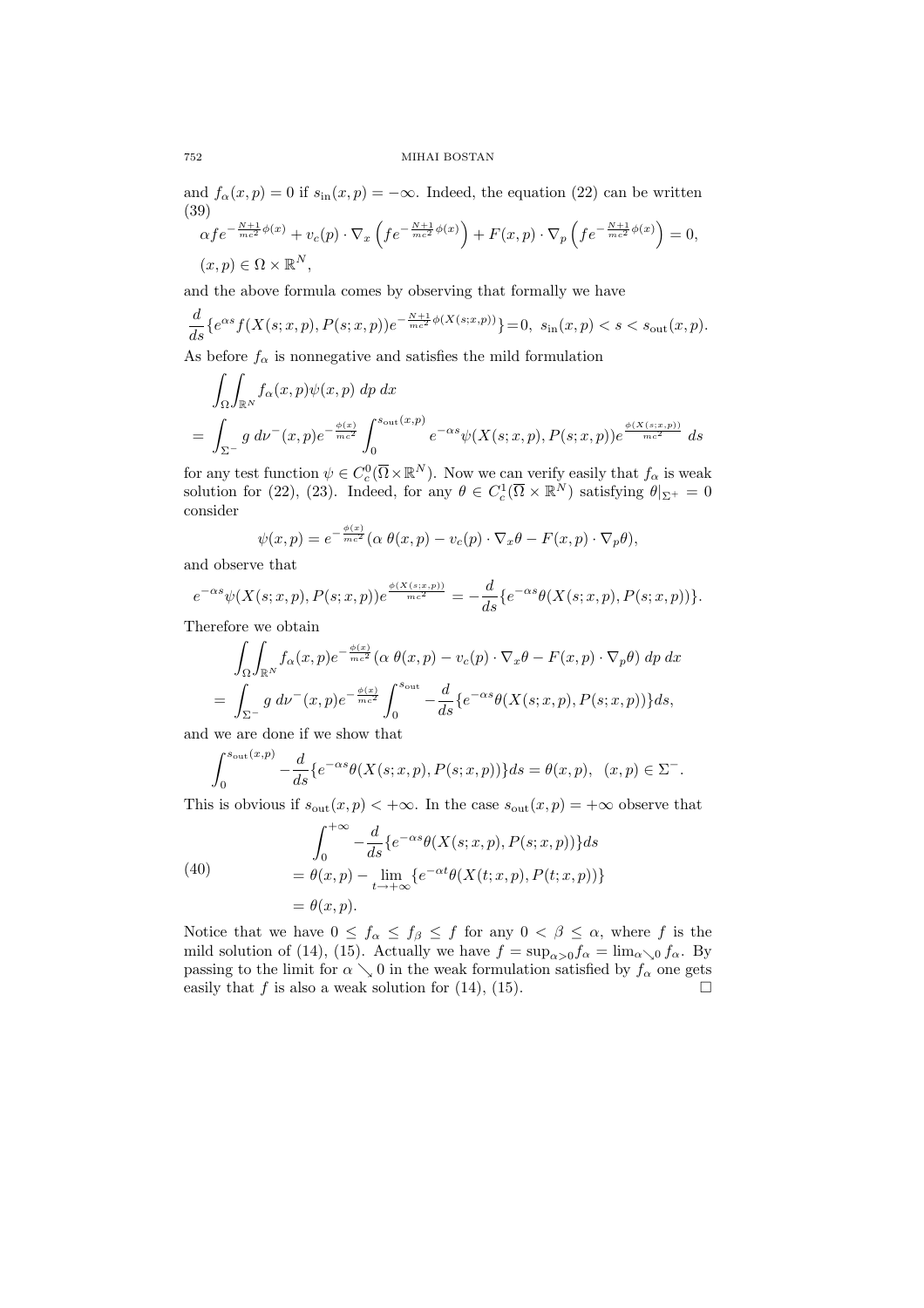and $f_\alpha(x,p) = 0$ if $s_{\text{in}}(x,p) = -\infty$. Indeed, the equation (22) can be written (39)

$$\alpha f e^{-\frac{N+1}{mc^2}\phi(x)} + v_c(p)\cdot\nabla_x\left(f e^{-\frac{N+1}{mc^2}\phi(x)}\right) + F(x,p)\cdot\nabla_p\left(f e^{-\frac{N+1}{mc^2}\phi(x)}\right) = 0,$$

$$(x,p)\in\Omega\times\mathbb{R}^N,$$

and the above formula comes by observing that formally we have

$$\frac{d}{ds}\{e^{\alpha s} f(X(s;x,p),P(s;x,p))e^{-\frac{N+1}{mc^2}\phi(X(s;x,p))}\}=0,\ s_{\text{in}}(x,p)<s<s_{\text{out}}(x,p).$$

As before $f_\alpha$ is nonnegative and satisfies the mild formulation

$$\int_\Omega\int_{\mathbb{R}^N} f_\alpha(x,p)\psi(x,p)\,dp\,dx$$
$$= \int_{\Sigma^-} g\,d\nu^-(x,p)e^{-\frac{\phi(x)}{mc^2}}\int_0^{s_{\text{out}}(x,p)} e^{-\alpha s}\psi(X(s;x,p),P(s;x,p))e^{\frac{\phi(X(s;x,p))}{mc^2}}\,ds$$

for any test function $\psi\in C_c^0(\overline{\Omega}\times\mathbb{R}^N)$. Now we can verify easily that $f_\alpha$ is weak solution for (22), (23). Indeed, for any $\theta\in C_c^1(\overline{\Omega}\times\mathbb{R}^N)$ satisfying $\theta|_{\Sigma^+}=0$ consider

$$\psi(x,p) = e^{-\frac{\phi(x)}{mc^2}}(\alpha\,\theta(x,p) - v_c(p)\cdot\nabla_x\theta - F(x,p)\cdot\nabla_p\theta),$$

and observe that

$$e^{-\alpha s}\psi(X(s;x,p),P(s;x,p))e^{\frac{\phi(X(s;x,p))}{mc^2}} = -\frac{d}{ds}\{e^{-\alpha s}\theta(X(s;x,p),P(s;x,p))\}.$$

Therefore we obtain

$$\int_\Omega\int_{\mathbb{R}^N} f_\alpha(x,p)e^{-\frac{\phi(x)}{mc^2}}(\alpha\,\theta(x,p) - v_c(p)\cdot\nabla_x\theta - F(x,p)\cdot\nabla_p\theta)\,dp\,dx$$
$$= \int_{\Sigma^-} g\,d\nu^-(x,p)e^{-\frac{\phi(x)}{mc^2}}\int_0^{s_{\text{out}}} -\frac{d}{ds}\{e^{-\alpha s}\theta(X(s;x,p),P(s;x,p))\}ds,$$

and we are done if we show that

$$\int_0^{s_{\text{out}}(x,p)} -\frac{d}{ds}\{e^{-\alpha s}\theta(X(s;x,p),P(s;x,p))\}ds = \theta(x,p),\ \ (x,p)\in\Sigma^-.$$

This is obvious if $s_{\text{out}}(x,p)<+\infty$. In the case $s_{\text{out}}(x,p)=+\infty$ observe that

$$\begin{aligned}
&\int_0^{+\infty} -\frac{d}{ds}\{e^{-\alpha s}\theta(X(s;x,p),P(s;x,p))\}ds \\
&= \theta(x,p) - \lim_{t\to+\infty}\{e^{-\alpha t}\theta(X(t;x,p),P(t;x,p))\} \\
&= \theta(x,p).
\end{aligned}\tag{40}$$

Notice that we have $0\le f_\alpha\le f_\beta\le f$ for any $0<\beta\le\alpha$, where $f$ is the mild solution of (14), (15). Actually we have $f=\sup_{\alpha>0}f_\alpha=\lim_{\alpha\searrow 0}f_\alpha$. By passing to the limit for $\alpha\searrow 0$ in the weak formulation satisfied by $f_\alpha$ one gets easily that $f$ is also a weak solution for (14), (15). □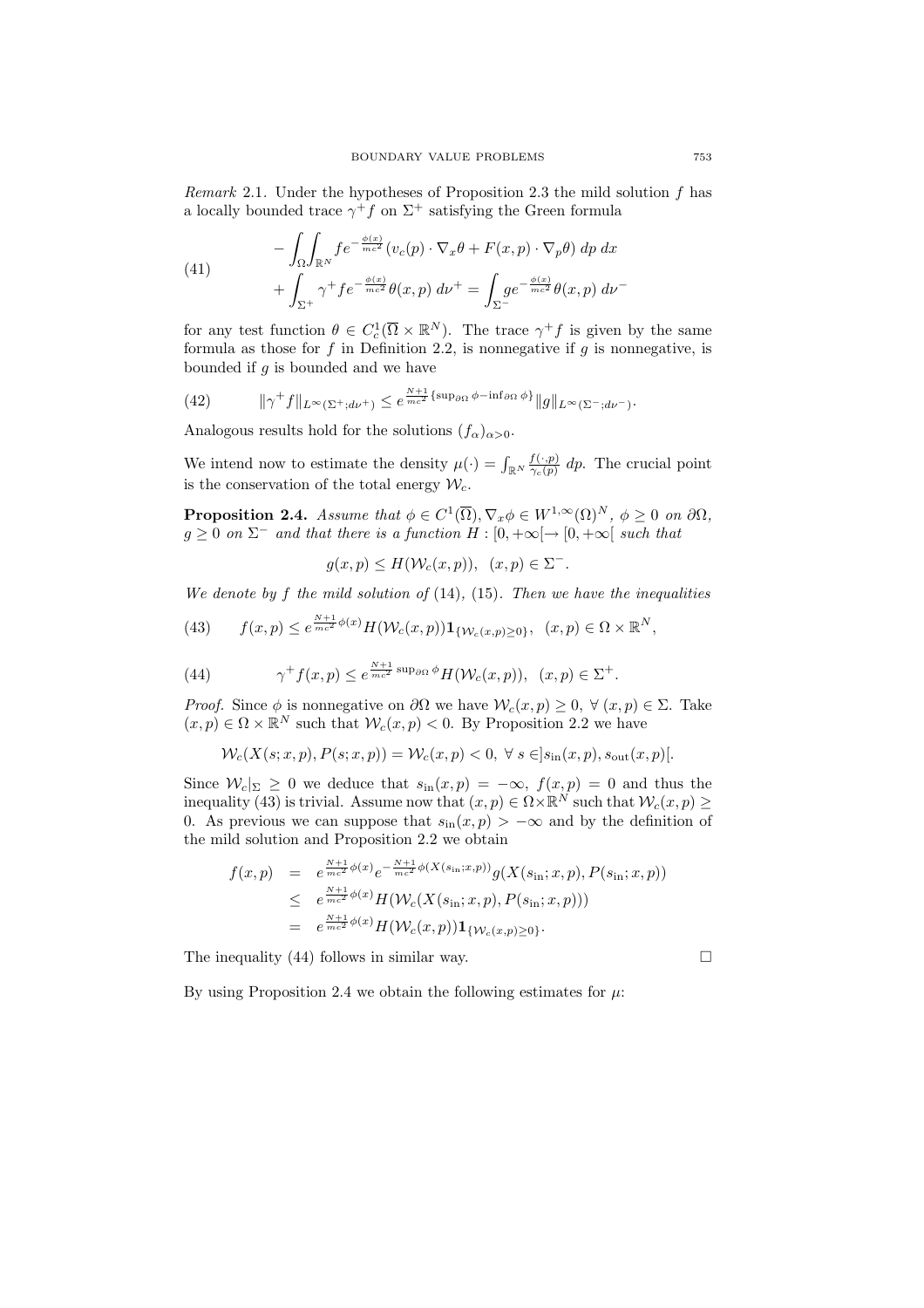*Remark* 2.1. Under the hypotheses of Proposition 2.3 the mild solution $f$ has a locally bounded trace $\gamma^+ f$ on $\Sigma^+$ satisfying the Green formula

$$
\begin{aligned}
&-\int_\Omega\int_{\mathbb{R}^N} f e^{-\frac{\phi(x)}{mc^2}} (v_c(p)\cdot\nabla_x\theta + F(x,p)\cdot\nabla_p\theta)\ dp\ dx \\
&+\int_{\Sigma^+} \gamma^+ f e^{-\frac{\phi(x)}{mc^2}}\theta(x,p)\ d\nu^+ = \int_{\Sigma^-} g e^{-\frac{\phi(x)}{mc^2}}\theta(x,p)\ d\nu^-
\end{aligned}
\tag{41}
$$

for any test function $\theta \in C_c^1(\overline{\Omega}\times\mathbb{R}^N)$. The trace $\gamma^+ f$ is given by the same formula as those for $f$ in Definition 2.2, is nonnegative if $g$ is nonnegative, is bounded if $g$ is bounded and we have

$$
\|\gamma^+ f\|_{L^\infty(\Sigma^+;d\nu^+)} \le e^{\frac{N+1}{mc^2}\{\sup_{\partial\Omega}\phi - \inf_{\partial\Omega}\phi\}}\|g\|_{L^\infty(\Sigma^-;d\nu^-)}. \tag{42}
$$

Analogous results hold for the solutions $(f_\alpha)_{\alpha>0}$.

We intend now to estimate the density $\mu(\cdot) = \int_{\mathbb{R}^N}\frac{f(\cdot,p)}{\gamma_c(p)}\ dp$. The crucial point is the conservation of the total energy $\mathcal{W}_c$.

**Proposition 2.4.** *Assume that $\phi \in C^1(\overline{\Omega}), \nabla_x\phi \in W^{1,\infty}(\Omega)^N$, $\phi \ge 0$ on $\partial\Omega$, $g \ge 0$ on $\Sigma^-$ and that there is a function $H : [0,+\infty[\to [0,+\infty[$ such that*

$$
g(x,p) \le H(\mathcal{W}_c(x,p)),\ \ (x,p)\in\Sigma^-.
$$

*We denote by $f$ the mild solution of* (14), (15). *Then we have the inequalities*

$$
f(x,p) \le e^{\frac{N+1}{mc^2}\phi(x)} H(\mathcal{W}_c(x,p))\mathbf{1}_{\{\mathcal{W}_c(x,p)\ge 0\}},\ \ (x,p)\in\Omega\times\mathbb{R}^N, \tag{43}
$$

$$
\gamma^+ f(x,p) \le e^{\frac{N+1}{mc^2}\sup_{\partial\Omega}\phi} H(\mathcal{W}_c(x,p)),\ \ (x,p)\in\Sigma^+. \tag{44}
$$

*Proof.* Since $\phi$ is nonnegative on $\partial\Omega$ we have $\mathcal{W}_c(x,p)\ge 0,\ \forall\,(x,p)\in\Sigma$. Take $(x,p)\in\Omega\times\mathbb{R}^N$ such that $\mathcal{W}_c(x,p)<0$. By Proposition 2.2 we have

$$
\mathcal{W}_c(X(s;x,p),P(s;x,p)) = \mathcal{W}_c(x,p) < 0,\ \forall\, s\in ]s_{\rm in}(x,p), s_{\rm out}(x,p)[.
$$

Since $\mathcal{W}_c|_\Sigma \ge 0$ we deduce that $s_{\rm in}(x,p) = -\infty$, $f(x,p) = 0$ and thus the inequality (43) is trivial. Assume now that $(x,p)\in\Omega\times\mathbb{R}^N$ such that $\mathcal{W}_c(x,p)\ge 0$. As previous we can suppose that $s_{\rm in}(x,p) > -\infty$ and by the definition of the mild solution and Proposition 2.2 we obtain

$$
\begin{aligned}
f(x,p) &= e^{\frac{N+1}{mc^2}\phi(x)} e^{-\frac{N+1}{mc^2}\phi(X(s_{\rm in};x,p))} g(X(s_{\rm in};x,p),P(s_{\rm in};x,p)) \\
&\le e^{\frac{N+1}{mc^2}\phi(x)} H(\mathcal{W}_c(X(s_{\rm in};x,p),P(s_{\rm in};x,p))) \\
&= e^{\frac{N+1}{mc^2}\phi(x)} H(\mathcal{W}_c(x,p))\mathbf{1}_{\{\mathcal{W}_c(x,p)\ge 0\}}.
\end{aligned}
$$

The inequality (44) follows in similar way. $\square$

By using Proposition 2.4 we obtain the following estimates for $\mu$: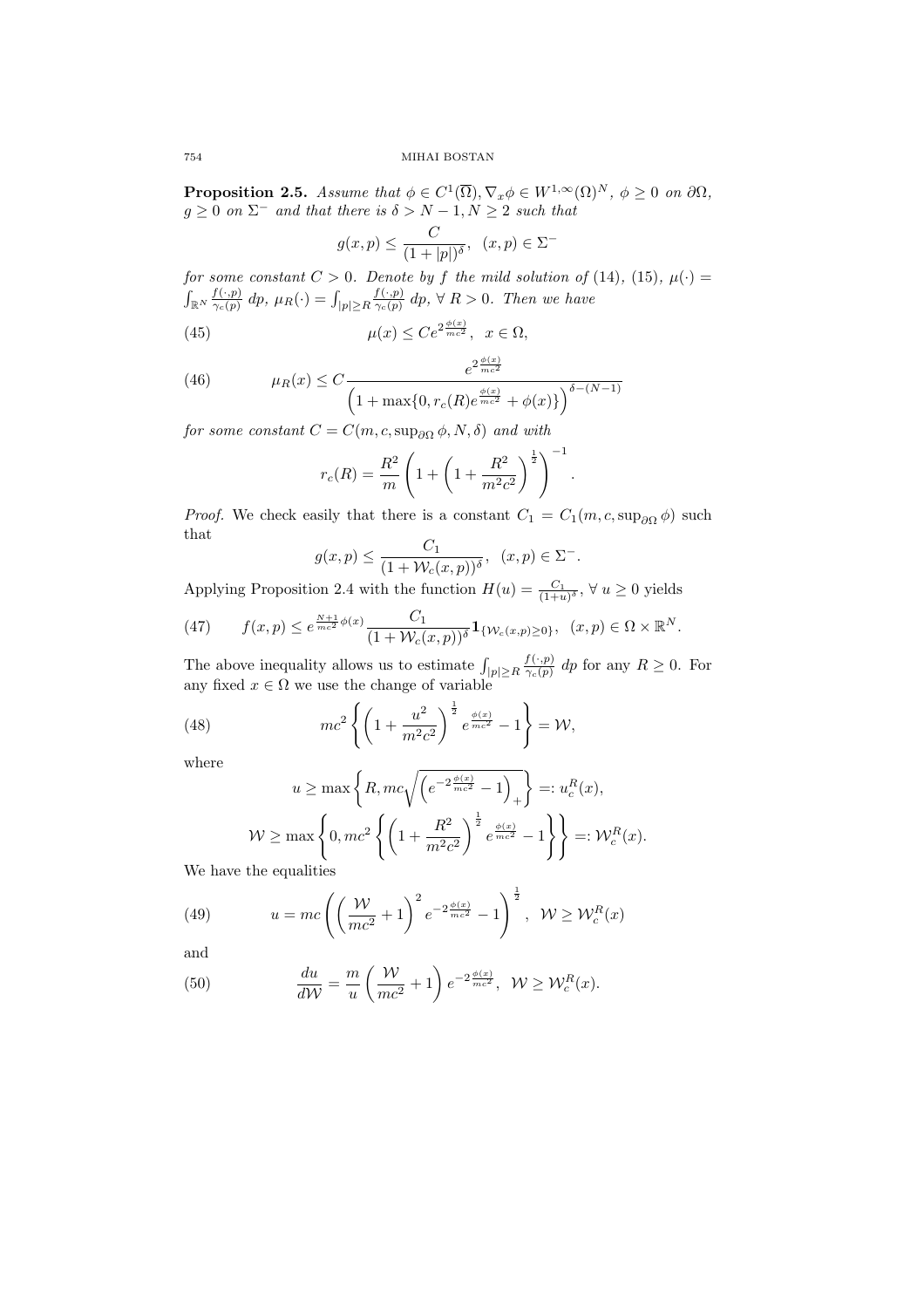**Proposition 2.5.** *Assume that $\phi \in C^1(\overline{\Omega}), \nabla_x \phi \in W^{1,\infty}(\Omega)^N$, $\phi \geq 0$ on $\partial\Omega$, $g \geq 0$ on $\Sigma^-$ and that there is $\delta > N-1, N \geq 2$ such that*

$$g(x,p) \leq \frac{C}{(1+|p|)^\delta}, \quad (x,p) \in \Sigma^-$$

*for some constant $C > 0$. Denote by $f$ the mild solution of* (14), (15), $\mu(\cdot) = \int_{\mathbb{R}^N} \frac{f(\cdot,p)}{\gamma_c(p)}\, dp$, $\mu_R(\cdot) = \int_{|p|\geq R} \frac{f(\cdot,p)}{\gamma_c(p)}\, dp$, $\forall\, R > 0$*. Then we have*

$$\mu(x) \leq C e^{2\frac{\phi(x)}{mc^2}}, \quad x \in \Omega, \tag{45}$$

$$\mu_R(x) \leq C \frac{e^{2\frac{\phi(x)}{mc^2}}}{\left(1 + \max\{0, r_c(R) e^{\frac{\phi(x)}{mc^2}} + \phi(x)\}\right)^{\delta-(N-1)}} \tag{46}$$

*for some constant $C = C(m, c, \sup_{\partial\Omega} \phi, N, \delta)$ and with*

$$r_c(R) = \frac{R^2}{m}\left(1 + \left(1 + \frac{R^2}{m^2c^2}\right)^{\frac{1}{2}}\right)^{-1}.$$

*Proof.* We check easily that there is a constant $C_1 = C_1(m, c, \sup_{\partial\Omega}\phi)$ such that

$$g(x,p) \leq \frac{C_1}{(1+\mathcal{W}_c(x,p))^\delta}, \quad (x,p) \in \Sigma^-.$$

Applying Proposition 2.4 with the function $H(u) = \frac{C_1}{(1+u)^\delta}$, $\forall\, u \geq 0$ yields

$$f(x,p) \leq e^{\frac{N+1}{mc^2}\phi(x)} \frac{C_1}{(1+\mathcal{W}_c(x,p))^\delta} \mathbf{1}_{\{\mathcal{W}_c(x,p)\geq 0\}}, \quad (x,p) \in \Omega \times \mathbb{R}^N. \tag{47}$$

The above inequality allows us to estimate $\int_{|p|\geq R} \frac{f(\cdot,p)}{\gamma_c(p)}\, dp$ for any $R \geq 0$. For any fixed $x \in \Omega$ we use the change of variable

$$mc^2 \left\{ \left(1 + \frac{u^2}{m^2c^2}\right)^{\frac{1}{2}} e^{\frac{\phi(x)}{mc^2}} - 1 \right\} = \mathcal{W}, \tag{48}$$

where

$$u \geq \max\left\{R, mc\sqrt{\left(e^{-2\frac{\phi(x)}{mc^2}} - 1\right)_+}\right\} =: u_c^R(x),$$

$$\mathcal{W} \geq \max\left\{0, mc^2\left\{\left(1 + \frac{R^2}{m^2c^2}\right)^{\frac{1}{2}} e^{\frac{\phi(x)}{mc^2}} - 1\right\}\right\} =: \mathcal{W}_c^R(x).$$

We have the equalities

$$u = mc\left(\left(\frac{\mathcal{W}}{mc^2} + 1\right)^2 e^{-2\frac{\phi(x)}{mc^2}} - 1\right)^{\frac{1}{2}}, \quad \mathcal{W} \geq \mathcal{W}_c^R(x) \tag{49}$$

and

$$\frac{du}{d\mathcal{W}} = \frac{m}{u}\left(\frac{\mathcal{W}}{mc^2} + 1\right) e^{-2\frac{\phi(x)}{mc^2}}, \quad \mathcal{W} \geq \mathcal{W}_c^R(x). \tag{50}$$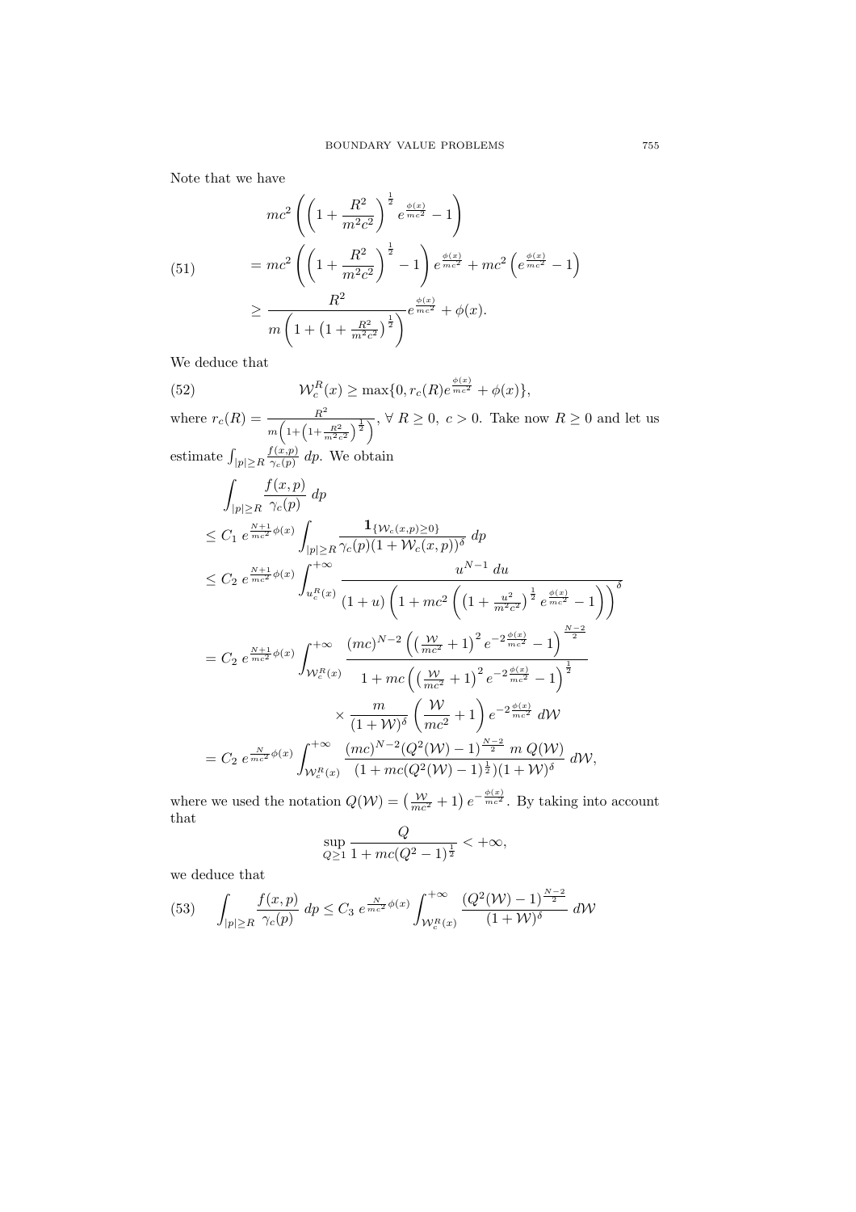Note that we have

$$
\begin{aligned}
& mc^2 \left( \left( 1 + \frac{R^2}{m^2c^2} \right)^{\frac{1}{2}} e^{\frac{\phi(x)}{mc^2}} - 1 \right) \\
(51) \qquad & = mc^2 \left( \left( 1 + \frac{R^2}{m^2c^2} \right)^{\frac{1}{2}} - 1 \right) e^{\frac{\phi(x)}{mc^2}} + mc^2 \left( e^{\frac{\phi(x)}{mc^2}} - 1 \right) \\
& \geq \frac{R^2}{m \left( 1 + \left( 1 + \frac{R^2}{m^2c^2} \right)^{\frac{1}{2}} \right)} e^{\frac{\phi(x)}{mc^2}} + \phi(x).
\end{aligned}
$$

We deduce that

$$
(52) \qquad \mathcal{W}_c^R(x) \geq \max\{0, r_c(R) e^{\frac{\phi(x)}{mc^2}} + \phi(x)\},
$$

where $r_c(R) = \frac{R^2}{m\left(1+\left(1+\frac{R^2}{m^2c^2}\right)^{\frac{1}{2}}\right)}$, $\forall\ R \geq 0,\ c > 0$. Take now $R \geq 0$ and let us estimate $\int_{|p|\geq R} \frac{f(x,p)}{\gamma_c(p)}\ dp$. We obtain

$$
\begin{aligned}
& \int_{|p|\geq R} \frac{f(x,p)}{\gamma_c(p)}\ dp \\
& \leq C_1\ e^{\frac{N+1}{mc^2}\phi(x)} \int_{|p|\geq R} \frac{\mathbf{1}_{\{\mathcal{W}_c(x,p)\geq 0\}}}{\gamma_c(p)(1+\mathcal{W}_c(x,p))^{\delta}}\ dp \\
& \leq C_2\ e^{\frac{N+1}{mc^2}\phi(x)} \int_{u_c^R(x)}^{+\infty} \frac{u^{N-1}\ du}{(1+u)\left(1 + mc^2\left(\left(1+\frac{u^2}{m^2c^2}\right)^{\frac{1}{2}} e^{\frac{\phi(x)}{mc^2}} - 1\right)\right)^{\delta}} \\
& = C_2\ e^{\frac{N+1}{mc^2}\phi(x)} \int_{\mathcal{W}_c^R(x)}^{+\infty} \frac{(mc)^{N-2}\left(\left(\frac{\mathcal{W}}{mc^2}+1\right)^2 e^{-2\frac{\phi(x)}{mc^2}} - 1\right)^{\frac{N-2}{2}}}{1 + mc\left(\left(\frac{\mathcal{W}}{mc^2}+1\right)^2 e^{-2\frac{\phi(x)}{mc^2}} - 1\right)^{\frac{1}{2}}} \\
& \qquad\qquad \times \frac{m}{(1+\mathcal{W})^{\delta}} \left(\frac{\mathcal{W}}{mc^2}+1\right) e^{-2\frac{\phi(x)}{mc^2}}\ d\mathcal{W} \\
& = C_2\ e^{\frac{N}{mc^2}\phi(x)} \int_{\mathcal{W}_c^R(x)}^{+\infty} \frac{(mc)^{N-2}(Q^2(\mathcal{W})-1)^{\frac{N-2}{2}}\ m\ Q(\mathcal{W})}{(1+mc(Q^2(\mathcal{W})-1)^{\frac{1}{2}})(1+\mathcal{W})^{\delta}}\ d\mathcal{W},
\end{aligned}
$$

where we used the notation $Q(\mathcal{W}) = \left(\frac{\mathcal{W}}{mc^2}+1\right) e^{-\frac{\phi(x)}{mc^2}}$. By taking into account that

$$
\sup_{Q\geq 1} \frac{Q}{1+mc(Q^2-1)^{\frac{1}{2}}} < +\infty,
$$

we deduce that

$$
(53) \qquad \int_{|p|\geq R} \frac{f(x,p)}{\gamma_c(p)}\ dp \leq C_3\ e^{\frac{N}{mc^2}\phi(x)} \int_{\mathcal{W}_c^R(x)}^{+\infty} \frac{(Q^2(\mathcal{W})-1)^{\frac{N-2}{2}}}{(1+\mathcal{W})^{\delta}}\ d\mathcal{W}
$$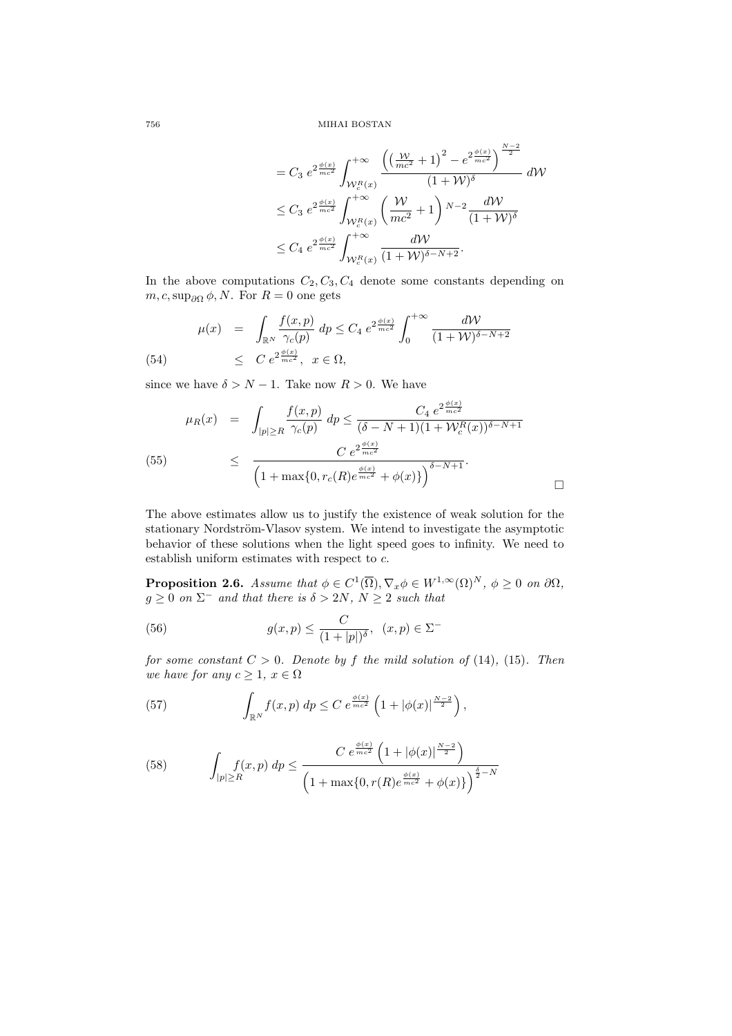$$
\begin{aligned}
&= C_3 \, e^{2\frac{\phi(x)}{mc^2}} \int_{\mathcal{W}_c^R(x)}^{+\infty} \frac{\left( \left(\frac{\mathcal{W}}{mc^2}+1\right)^2 - e^{2\frac{\phi(x)}{mc^2}} \right)^{\frac{N-2}{2}}}{(1+\mathcal{W})^\delta} \, d\mathcal{W} \\
&\leq C_3 \, e^{2\frac{\phi(x)}{mc^2}} \int_{\mathcal{W}_c^R(x)}^{+\infty} \left( \frac{\mathcal{W}}{mc^2} + 1 \right)^{N-2} \frac{d\mathcal{W}}{(1+\mathcal{W})^\delta} \\
&\leq C_4 \, e^{2\frac{\phi(x)}{mc^2}} \int_{\mathcal{W}_c^R(x)}^{+\infty} \frac{d\mathcal{W}}{(1+\mathcal{W})^{\delta-N+2}}.
\end{aligned}
$$

In the above computations $C_2, C_3, C_4$ denote some constants depending on $m, c, \sup_{\partial\Omega} \phi, N$. For $R = 0$ one gets

$$
\begin{aligned}
\mu(x) &= \int_{\mathbb{R}^N} \frac{f(x,p)}{\gamma_c(p)} \, dp \leq C_4 \, e^{2\frac{\phi(x)}{mc^2}} \int_0^{+\infty} \frac{d\mathcal{W}}{(1+\mathcal{W})^{\delta-N+2}} \\
&\leq C \, e^{2\frac{\phi(x)}{mc^2}}, \quad x \in \Omega,
\end{aligned} \tag{54}
$$

since we have $\delta > N - 1$. Take now $R > 0$. We have

$$
\begin{aligned}
\mu_R(x) &= \int_{|p|\geq R} \frac{f(x,p)}{\gamma_c(p)} \, dp \leq \frac{C_4 \, e^{2\frac{\phi(x)}{mc^2}}}{(\delta - N + 1)(1 + \mathcal{W}_c^R(x))^{\delta-N+1}} \\
&\leq \frac{C \, e^{2\frac{\phi(x)}{mc^2}}}{\left(1 + \max\{0, r_c(R) e^{\frac{\phi(x)}{mc^2}} + \phi(x)\}\right)^{\delta-N+1}}.
\end{aligned} \tag{55}
$$

□

The above estimates allow us to justify the existence of weak solution for the stationary Nordström-Vlasov system. We intend to investigate the asymptotic behavior of these solutions when the light speed goes to infinity. We need to establish uniform estimates with respect to $c$.

**Proposition 2.6.** *Assume that $\phi \in C^1(\overline{\Omega}), \nabla_x \phi \in W^{1,\infty}(\Omega)^N$, $\phi \geq 0$ on $\partial\Omega$, $g \geq 0$ on $\Sigma^-$ and that there is $\delta > 2N$, $N \geq 2$ such that*

$$
g(x,p) \leq \frac{C}{(1+|p|)^\delta}, \quad (x,p) \in \Sigma^- \tag{56}
$$

*for some constant $C > 0$. Denote by $f$ the mild solution of* (14), (15). *Then we have for any $c \geq 1$, $x \in \Omega$*

$$
\int_{\mathbb{R}^N} f(x,p) \, dp \leq C \, e^{\frac{\phi(x)}{mc^2}} \left(1 + |\phi(x)|^{\frac{N-2}{2}}\right), \tag{57}
$$

$$
\int_{|p|\geq R} f(x,p) \, dp \leq \frac{C \, e^{\frac{\phi(x)}{mc^2}} \left(1 + |\phi(x)|^{\frac{N-2}{2}}\right)}{\left(1 + \max\{0, r(R) e^{\frac{\phi(x)}{mc^2}} + \phi(x)\}\right)^{\frac{\delta}{2}-N}} \tag{58}
$$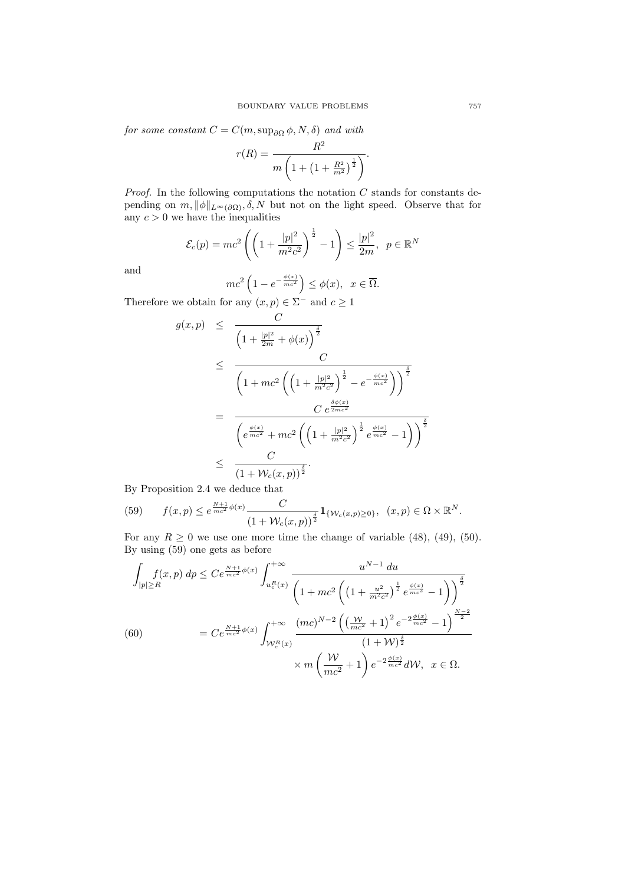*for some constant* $C = C(m, \sup_{\partial\Omega} \phi, N, \delta)$ *and with*

$$r(R) = \frac{R^2}{m\left(1 + \left(1 + \frac{R^2}{m^2}\right)^{\frac{1}{2}}\right)}.$$

*Proof.* In the following computations the notation $C$ stands for constants depending on $m, \|\phi\|_{L^\infty(\partial\Omega)}, \delta, N$ but not on the light speed. Observe that for any $c > 0$ we have the inequalities

$$\mathcal{E}_c(p) = mc^2\left(\left(1 + \frac{|p|^2}{m^2c^2}\right)^{\frac{1}{2}} - 1\right) \le \frac{|p|^2}{2m}, \quad p \in \mathbb{R}^N$$

and

$$mc^2\left(1 - e^{-\frac{\phi(x)}{mc^2}}\right) \le \phi(x), \quad x \in \overline{\Omega}.$$

Therefore we obtain for any $(x,p) \in \Sigma^-$ and $c \ge 1$

$$\begin{aligned}
g(x,p) &\le \frac{C}{\left(1 + \frac{|p|^2}{2m} + \phi(x)\right)^{\frac{\delta}{2}}} \\
&\le \frac{C}{\left(1 + mc^2\left(\left(1 + \frac{|p|^2}{m^2c^2}\right)^{\frac{1}{2}} - e^{-\frac{\phi(x)}{mc^2}}\right)\right)^{\frac{\delta}{2}}} \\
&= \frac{C\, e^{\frac{\delta\phi(x)}{2mc^2}}}{\left(e^{\frac{\phi(x)}{mc^2}} + mc^2\left(\left(1 + \frac{|p|^2}{m^2c^2}\right)^{\frac{1}{2}} e^{\frac{\phi(x)}{mc^2}} - 1\right)\right)^{\frac{\delta}{2}}} \\
&\le \frac{C}{(1 + \mathcal{W}_c(x,p))^{\frac{\delta}{2}}}.
\end{aligned}$$

By Proposition 2.4 we deduce that

$$f(x,p) \le e^{\frac{N+1}{mc^2}\phi(x)} \frac{C}{(1 + \mathcal{W}_c(x,p))^{\frac{\delta}{2}}} \mathbf{1}_{\{\mathcal{W}_c(x,p) \ge 0\}}, \quad (x,p) \in \Omega \times \mathbb{R}^N. \tag{59}$$

For any $R \ge 0$ we use one more time the change of variable (48), (49), (50). By using (59) one gets as before

$$\begin{aligned}
\int_{|p| \ge R} f(x,p)\, dp &\le C e^{\frac{N+1}{mc^2}\phi(x)} \int_{u_c^R(x)}^{+\infty} \frac{u^{N-1}\, du}{\left(1 + mc^2\left(\left(1 + \frac{u^2}{m^2c^2}\right)^{\frac{1}{2}} e^{\frac{\phi(x)}{mc^2}} - 1\right)\right)^{\frac{\delta}{2}}} \\
&= C e^{\frac{N+1}{mc^2}\phi(x)} \int_{\mathcal{W}_c^R(x)}^{+\infty} \frac{(mc)^{N-2}\left(\left(\frac{\mathcal{W}}{mc^2} + 1\right)^2 e^{-2\frac{\phi(x)}{mc^2}} - 1\right)^{\frac{N-2}{2}}}{(1 + \mathcal{W})^{\frac{\delta}{2}}} \\
&\qquad \times m\left(\frac{\mathcal{W}}{mc^2} + 1\right) e^{-2\frac{\phi(x)}{mc^2}} d\mathcal{W}, \quad x \in \Omega.
\end{aligned} \tag{60}$$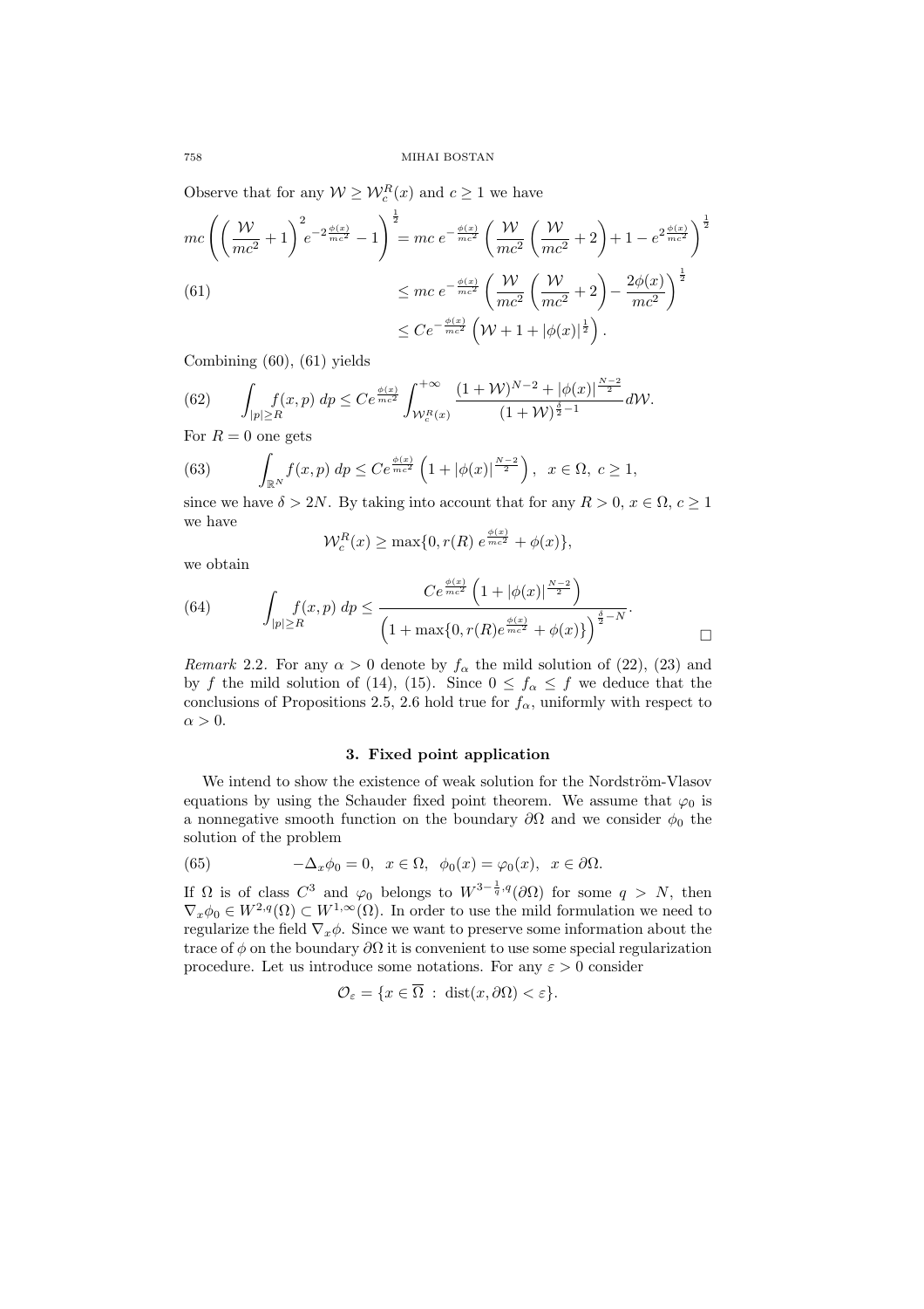Observe that for any $\mathcal{W} \geq \mathcal{W}_c^R(x)$ and $c \geq 1$ we have

$$
\begin{aligned}
mc\left(\left(\frac{\mathcal{W}}{mc^2}+1\right)^2 e^{-2\frac{\phi(x)}{mc^2}} - 1\right)^{\frac{1}{2}} &= mc\, e^{-\frac{\phi(x)}{mc^2}}\left(\frac{\mathcal{W}}{mc^2}\left(\frac{\mathcal{W}}{mc^2}+2\right) + 1 - e^{2\frac{\phi(x)}{mc^2}}\right)^{\frac{1}{2}} \\
&\leq mc\, e^{-\frac{\phi(x)}{mc^2}}\left(\frac{\mathcal{W}}{mc^2}\left(\frac{\mathcal{W}}{mc^2}+2\right) - \frac{2\phi(x)}{mc^2}\right)^{\frac{1}{2}} \quad (61)\\
&\leq C e^{-\frac{\phi(x)}{mc^2}}\left(\mathcal{W} + 1 + |\phi(x)|^{\frac{1}{2}}\right).
\end{aligned}
$$

Combining (60), (61) yields

$$
\int_{|p|\geq R} f(x,p)\,dp \leq C e^{\frac{\phi(x)}{mc^2}} \int_{\mathcal{W}_c^R(x)}^{+\infty} \frac{(1+\mathcal{W})^{N-2} + |\phi(x)|^{\frac{N-2}{2}}}{(1+\mathcal{W})^{\frac{\delta}{2}-1}}\,d\mathcal{W}. \tag{62}
$$

For $R = 0$ one gets

$$
\int_{\mathbb{R}^N} f(x,p)\,dp \leq C e^{\frac{\phi(x)}{mc^2}}\left(1 + |\phi(x)|^{\frac{N-2}{2}}\right), \quad x \in \Omega,\ c \geq 1, \tag{63}
$$

since we have $\delta > 2N$. By taking into account that for any $R > 0$, $x \in \Omega$, $c \geq 1$ we have

$$
\mathcal{W}_c^R(x) \geq \max\{0, r(R)\, e^{\frac{\phi(x)}{mc^2}} + \phi(x)\},
$$

we obtain

$$
\int_{|p|\geq R} f(x,p)\,dp \leq \frac{C e^{\frac{\phi(x)}{mc^2}}\left(1 + |\phi(x)|^{\frac{N-2}{2}}\right)}{\left(1 + \max\{0, r(R) e^{\frac{\phi(x)}{mc^2}} + \phi(x)\}\right)^{\frac{\delta}{2}-N}}. \tag{64}
$$

□

*Remark* 2.2. For any $\alpha > 0$ denote by $f_\alpha$ the mild solution of (22), (23) and by $f$ the mild solution of (14), (15). Since $0 \leq f_\alpha \leq f$ we deduce that the conclusions of Propositions 2.5, 2.6 hold true for $f_\alpha$, uniformly with respect to $\alpha > 0$.

## 3. Fixed point application

We intend to show the existence of weak solution for the Nordström-Vlasov equations by using the Schauder fixed point theorem. We assume that $\varphi_0$ is a nonnegative smooth function on the boundary $\partial\Omega$ and we consider $\phi_0$ the solution of the problem

$$
-\Delta_x \phi_0 = 0, \ \ x \in \Omega, \ \ \phi_0(x) = \varphi_0(x), \ \ x \in \partial\Omega. \tag{65}
$$

If $\Omega$ is of class $C^3$ and $\varphi_0$ belongs to $W^{3-\frac{1}{q},q}(\partial\Omega)$ for some $q > N$, then $\nabla_x \phi_0 \in W^{2,q}(\Omega) \subset W^{1,\infty}(\Omega)$. In order to use the mild formulation we need to regularize the field $\nabla_x \phi$. Since we want to preserve some information about the trace of $\phi$ on the boundary $\partial\Omega$ it is convenient to use some special regularization procedure. Let us introduce some notations. For any $\varepsilon > 0$ consider

$$
\mathcal{O}_\varepsilon = \{x \in \overline{\Omega} \ : \ \mathrm{dist}(x, \partial\Omega) < \varepsilon\}.
$$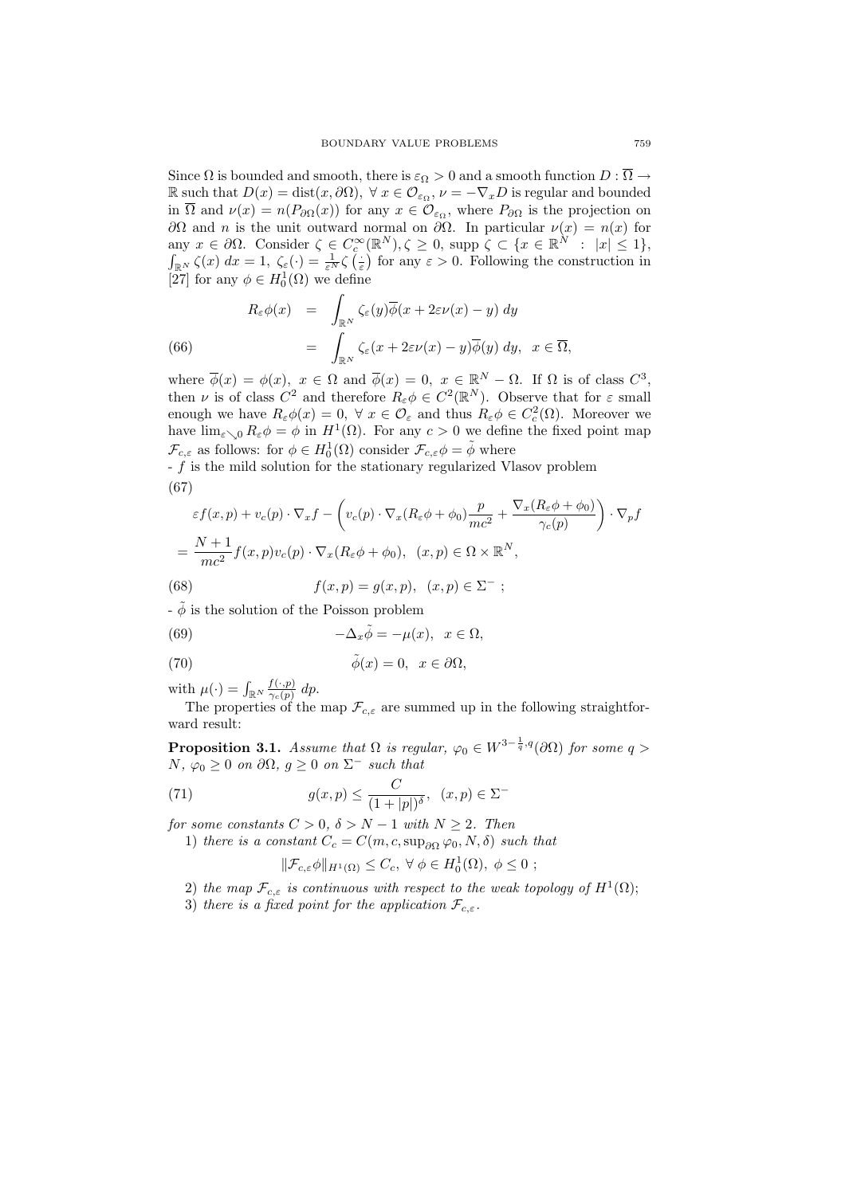Since $\Omega$ is bounded and smooth, there is $\varepsilon_\Omega > 0$ and a smooth function $D : \overline{\Omega} \to \mathbb{R}$ such that $D(x) = \text{dist}(x, \partial\Omega),\ \forall\, x \in \mathcal{O}_{\varepsilon_\Omega}$, $\nu = -\nabla_x D$ is regular and bounded in $\overline{\Omega}$ and $\nu(x) = n(P_{\partial\Omega}(x))$ for any $x \in \mathcal{O}_{\varepsilon_\Omega}$, where $P_{\partial\Omega}$ is the projection on $\partial\Omega$ and $n$ is the unit outward normal on $\partial\Omega$. In particular $\nu(x) = n(x)$ for any $x \in \partial\Omega$. Consider $\zeta \in C_c^\infty(\mathbb{R}^N), \zeta \geq 0$, supp $\zeta \subset \{x \in \mathbb{R}^N \ :\ |x| \leq 1\}$, $\int_{\mathbb{R}^N} \zeta(x)\,dx = 1,\ \zeta_\varepsilon(\cdot) = \frac{1}{\varepsilon^N}\zeta\left(\frac{\cdot}{\varepsilon}\right)$ for any $\varepsilon > 0$. Following the construction in [27] for any $\phi \in H_0^1(\Omega)$ we define

$$
\begin{aligned}
R_\varepsilon\phi(x) &= \int_{\mathbb{R}^N} \zeta_\varepsilon(y)\overline{\phi}(x + 2\varepsilon\nu(x) - y)\,dy \\
&= \int_{\mathbb{R}^N} \zeta_\varepsilon(x + 2\varepsilon\nu(x) - y)\overline{\phi}(y)\,dy, \quad x \in \overline{\Omega}, \qquad (66)
\end{aligned}
$$

where $\overline{\phi}(x) = \phi(x),\ x \in \Omega$ and $\overline{\phi}(x) = 0,\ x \in \mathbb{R}^N - \Omega$. If $\Omega$ is of class $C^3$, then $\nu$ is of class $C^2$ and therefore $R_\varepsilon\phi \in C^2(\mathbb{R}^N)$. Observe that for $\varepsilon$ small enough we have $R_\varepsilon\phi(x) = 0,\ \forall\, x \in \mathcal{O}_\varepsilon$ and thus $R_\varepsilon\phi \in C_c^2(\Omega)$. Moreover we have $\lim_{\varepsilon\searrow 0} R_\varepsilon\phi = \phi$ in $H^1(\Omega)$. For any $c > 0$ we define the fixed point map $\mathcal{F}_{c,\varepsilon}$ as follows: for $\phi \in H_0^1(\Omega)$ consider $\mathcal{F}_{c,\varepsilon}\phi = \tilde{\phi}$ where

- $f$ is the mild solution for the stationary regularized Vlasov problem

(67)

$$
\begin{aligned}
&\varepsilon f(x,p) + v_c(p)\cdot\nabla_x f - \left(v_c(p)\cdot\nabla_x(R_\varepsilon\phi + \phi_0)\frac{p}{mc^2} + \frac{\nabla_x(R_\varepsilon\phi + \phi_0)}{\gamma_c(p)}\right)\cdot\nabla_p f \\
&= \frac{N+1}{mc^2}f(x,p)v_c(p)\cdot\nabla_x(R_\varepsilon\phi + \phi_0), \quad (x,p) \in \Omega\times\mathbb{R}^N,
\end{aligned}
$$

$$
f(x,p) = g(x,p), \quad (x,p) \in \Sigma^- \ ; \qquad (68)
$$

- $\tilde{\phi}$ is the solution of the Poisson problem

$$
-\Delta_x\tilde{\phi} = -\mu(x), \quad x \in \Omega, \qquad (69)
$$

$$
\tilde{\phi}(x) = 0, \quad x \in \partial\Omega, \qquad (70)
$$

with $\mu(\cdot) = \int_{\mathbb{R}^N} \frac{f(\cdot,p)}{\gamma_c(p)}\,dp$.

The properties of the map $\mathcal{F}_{c,\varepsilon}$ are summed up in the following straightforward result:

**Proposition 3.1.** *Assume that $\Omega$ is regular, $\varphi_0 \in W^{3-\frac{1}{q},q}(\partial\Omega)$ for some $q > N$, $\varphi_0 \geq 0$ on $\partial\Omega$, $g \geq 0$ on $\Sigma^-$ such that*

$$
g(x,p) \leq \frac{C}{(1+|p|)^\delta}, \quad (x,p) \in \Sigma^- \qquad (71)
$$

*for some constants $C > 0$, $\delta > N - 1$ with $N \geq 2$. Then*

1) *there is a constant $C_c = C(m, c, \sup_{\partial\Omega}\varphi_0, N, \delta)$ such that*

$$
\|\mathcal{F}_{c,\varepsilon}\phi\|_{H^1(\Omega)} \leq C_c, \ \forall\, \phi \in H_0^1(\Omega),\ \phi \leq 0 \ ;
$$

2) *the map $\mathcal{F}_{c,\varepsilon}$ is continuous with respect to the weak topology of $H^1(\Omega)$;*

3) *there is a fixed point for the application $\mathcal{F}_{c,\varepsilon}$.*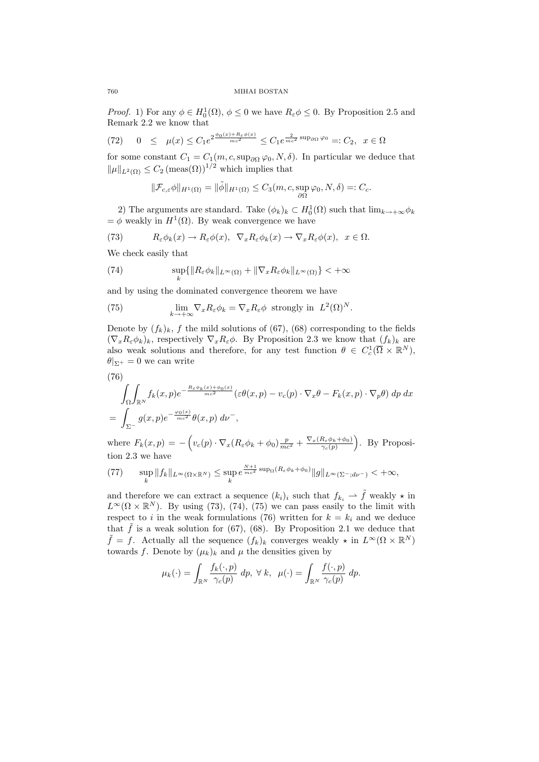*Proof.* 1) For any $\phi \in H_0^1(\Omega)$, $\phi \leq 0$ we have $R_\varepsilon \phi \leq 0$. By Proposition 2.5 and Remark 2.2 we know that

$$
(72) \qquad 0 \quad \leq \quad \mu(x) \leq C_1 e^{2\frac{\phi_0(x)+R_\varepsilon\phi(x)}{mc^2}} \leq C_1 e^{\frac{2}{mc^2}\sup_{\partial\Omega}\varphi_0} =: C_2, \quad x \in \Omega
$$

for some constant $C_1 = C_1(m, c, \sup_{\partial\Omega}\varphi_0, N, \delta)$. In particular we deduce that $\|\mu\|_{L^2(\Omega)} \leq C_2\,(\mathrm{meas}(\Omega))^{1/2}$ which implies that

$$
\|\mathcal{F}_{c,\varepsilon}\phi\|_{H^1(\Omega)} = \|\tilde{\phi}\|_{H^1(\Omega)} \leq C_3(m, c, \sup_{\partial\Omega}\varphi_0, N, \delta) =: C_c.
$$

2) The arguments are standard. Take $(\phi_k)_k \subset H_0^1(\Omega)$ such that $\lim_{k\to+\infty}\phi_k = \phi$ weakly in $H^1(\Omega)$. By weak convergence we have

$$
(73) \qquad R_\varepsilon\phi_k(x) \to R_\varepsilon\phi(x), \;\; \nabla_x R_\varepsilon\phi_k(x) \to \nabla_x R_\varepsilon\phi(x), \;\; x \in \Omega.
$$

We check easily that

$$
(74) \qquad \sup_k\{\|R_\varepsilon\phi_k\|_{L^\infty(\Omega)} + \|\nabla_x R_\varepsilon\phi_k\|_{L^\infty(\Omega)}\} < +\infty
$$

and by using the dominated convergence theorem we have

$$
(75) \qquad \lim_{k\to+\infty} \nabla_x R_\varepsilon\phi_k = \nabla_x R_\varepsilon\phi \;\text{ strongly in }\; L^2(\Omega)^N.
$$

Denote by $(f_k)_k$, $f$ the mild solutions of (67), (68) corresponding to the fields $(\nabla_x R_\varepsilon\phi_k)_k$, respectively $\nabla_x R_\varepsilon\phi$. By Proposition 2.3 we know that $(f_k)_k$ are also weak solutions and therefore, for any test function $\theta \in C_c^1(\overline{\Omega}\times\mathbb{R}^N)$, $\theta|_{\Sigma^+} = 0$ we can write

$$
(76)
\begin{aligned}
&\int_\Omega\int_{\mathbb{R}^N} f_k(x,p)e^{-\frac{R_\varepsilon\phi_k(x)+\phi_0(x)}{mc^2}}(\varepsilon\theta(x,p) - v_c(p)\cdot\nabla_x\theta - F_k(x,p)\cdot\nabla_p\theta)\;dp\;dx \\
&= \int_{\Sigma^-} g(x,p)e^{-\frac{\varphi_0(x)}{mc^2}}\theta(x,p)\;d\nu^-,
\end{aligned}
$$

where $F_k(x,p) = -\left(v_c(p)\cdot\nabla_x(R_\varepsilon\phi_k + \phi_0)\frac{p}{mc^2} + \frac{\nabla_x(R_\varepsilon\phi_k+\phi_0)}{\gamma_c(p)}\right)$. By Proposition 2.3 we have

$$
(77) \qquad \sup_k \|f_k\|_{L^\infty(\Omega\times\mathbb{R}^N)} \leq \sup_k e^{\frac{N+1}{mc^2}\sup_\Omega(R_\varepsilon\phi_k+\phi_0)}\|g\|_{L^\infty(\Sigma^-;d\nu^-)} < +\infty,
$$

and therefore we can extract a sequence $(k_i)_i$ such that $f_{k_i} \rightharpoonup \tilde{f}$ weakly $\star$ in $L^\infty(\Omega\times\mathbb{R}^N)$. By using (73), (74), (75) we can pass easily to the limit with respect to $i$ in the weak formulations (76) written for $k = k_i$ and we deduce that $\tilde{f}$ is a weak solution for (67), (68). By Proposition 2.1 we deduce that $\tilde{f} = f$. Actually all the sequence $(f_k)_k$ converges weakly $\star$ in $L^\infty(\Omega\times\mathbb{R}^N)$ towards $f$. Denote by $(\mu_k)_k$ and $\mu$ the densities given by

$$
\mu_k(\cdot) = \int_{\mathbb{R}^N}\frac{f_k(\cdot,p)}{\gamma_c(p)}\;dp,\;\forall\,k,\;\;\mu(\cdot) = \int_{\mathbb{R}^N}\frac{f(\cdot,p)}{\gamma_c(p)}\;dp.
$$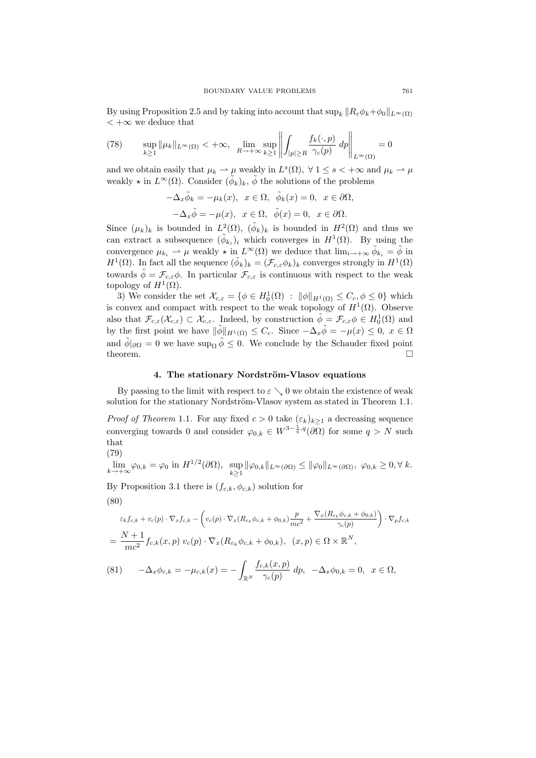By using Proposition 2.5 and by taking into account that $\sup_k \|R_\varepsilon \phi_k + \phi_0\|_{L^\infty(\Omega)} < +\infty$ we deduce that

$$\sup_{k\geq 1} \|\mu_k\|_{L^\infty(\Omega)} < +\infty, \quad \lim_{R\to+\infty} \sup_{k\geq 1} \left\| \int_{|p|\geq R} \frac{f_k(\cdot,p)}{\gamma_c(p)}\, dp \right\|_{L^\infty(\Omega)} = 0 \tag{78}$$

and we obtain easily that $\mu_k \rightharpoonup \mu$ weakly in $L^s(\Omega)$, $\forall\, 1 \leq s < +\infty$ and $\mu_k \rightharpoonup \mu$ weakly $\star$ in $L^\infty(\Omega)$. Consider $(\tilde{\phi}_k)_k$, $\tilde{\phi}$ the solutions of the problems

$$-\Delta_x \tilde{\phi}_k = -\mu_k(x), \ \ x \in \Omega, \ \ \tilde{\phi}_k(x) = 0, \ \ x \in \partial\Omega,$$

$$-\Delta_x \tilde{\phi} = -\mu(x), \ \ x \in \Omega, \ \ \tilde{\phi}(x) = 0, \ \ x \in \partial\Omega.$$

Since $(\mu_k)_k$ is bounded in $L^2(\Omega)$, $(\tilde{\phi}_k)_k$ is bounded in $H^2(\Omega)$ and thus we can extract a subsequence $(\tilde{\phi}_{k_i})_i$ which converges in $H^1(\Omega)$. By using the convergence $\mu_{k_i} \rightharpoonup \mu$ weakly $\star$ in $L^\infty(\Omega)$ we deduce that $\lim_{i\to+\infty} \tilde{\phi}_{k_i} = \tilde{\phi}$ in $H^1(\Omega)$. In fact all the sequence $(\tilde{\phi}_k)_k = (\mathcal{F}_{c,\varepsilon}\phi_k)_k$ converges strongly in $H^1(\Omega)$ towards $\tilde{\phi} = \mathcal{F}_{c,\varepsilon}\phi$. In particular $\mathcal{F}_{c,\varepsilon}$ is continuous with respect to the weak topology of $H^1(\Omega)$.

3) We consider the set $\mathcal{X}_{c,\varepsilon} = \{\phi \in H_0^1(\Omega) \ : \ \|\phi\|_{H^1(\Omega)} \leq C_c, \phi \leq 0\}$ which is convex and compact with respect to the weak topology of $H^1(\Omega)$. Observe also that $\mathcal{F}_{c,\varepsilon}(\mathcal{X}_{c,\varepsilon}) \subset \mathcal{X}_{c,\varepsilon}$. Indeed, by construction $\tilde{\phi} = \mathcal{F}_{c,\varepsilon}\phi \in H_0^1(\Omega)$ and by the first point we have $\|\tilde{\phi}\|_{H^1(\Omega)} \leq C_c$. Since $-\Delta_x\tilde{\phi} = -\mu(x) \leq 0, \ x \in \Omega$ and $\tilde{\phi}|_{\partial\Omega} = 0$ we have $\sup_\Omega \tilde{\phi} \leq 0$. We conclude by the Schauder fixed point theorem. $\square$

## 4. The stationary Nordström-Vlasov equations

By passing to the limit with respect to $\varepsilon \searrow 0$ we obtain the existence of weak solution for the stationary Nordström-Vlasov system as stated in Theorem 1.1.

*Proof of Theorem* 1.1. For any fixed $c > 0$ take $(\varepsilon_k)_{k\geq 1}$ a decreasing sequence converging towards 0 and consider $\varphi_{0,k} \in W^{3-\frac{1}{q},q}(\partial\Omega)$ for some $q > N$ such that

$$\lim_{k\to+\infty} \varphi_{0,k} = \varphi_0 \text{ in } H^{1/2}(\partial\Omega), \ \ \sup_{k\geq 1} \|\varphi_{0,k}\|_{L^\infty(\partial\Omega)} \leq \|\varphi_0\|_{L^\infty(\partial\Omega)}, \ \varphi_{0,k} \geq 0, \forall\, k. \tag{79}$$

By Proposition 3.1 there is $(f_{c,k}, \phi_{c,k})$ solution for

$$\begin{aligned} &\varepsilon_k f_{c,k} + v_c(p)\cdot\nabla_x f_{c,k} - \left( v_c(p)\cdot\nabla_x(R_{\varepsilon_k}\phi_{c,k} + \phi_{0,k})\frac{p}{mc^2} + \frac{\nabla_x(R_{\varepsilon_k}\phi_{c,k} + \phi_{0,k})}{\gamma_c(p)} \right)\cdot\nabla_p f_{c,k} \\ &= \frac{N+1}{mc^2} f_{c,k}(x,p)\; v_c(p)\cdot\nabla_x(R_{\varepsilon_k}\phi_{c,k} + \phi_{0,k}), \ \ (x,p) \in \Omega\times\mathbb{R}^N, \end{aligned} \tag{80}$$

$$-\Delta_x \phi_{c,k} = -\mu_{c,k}(x) = -\int_{\mathbb{R}^N} \frac{f_{c,k}(x,p)}{\gamma_c(p)}\, dp, \ \ -\Delta_x\phi_{0,k} = 0, \ \ x \in \Omega, \tag{81}$$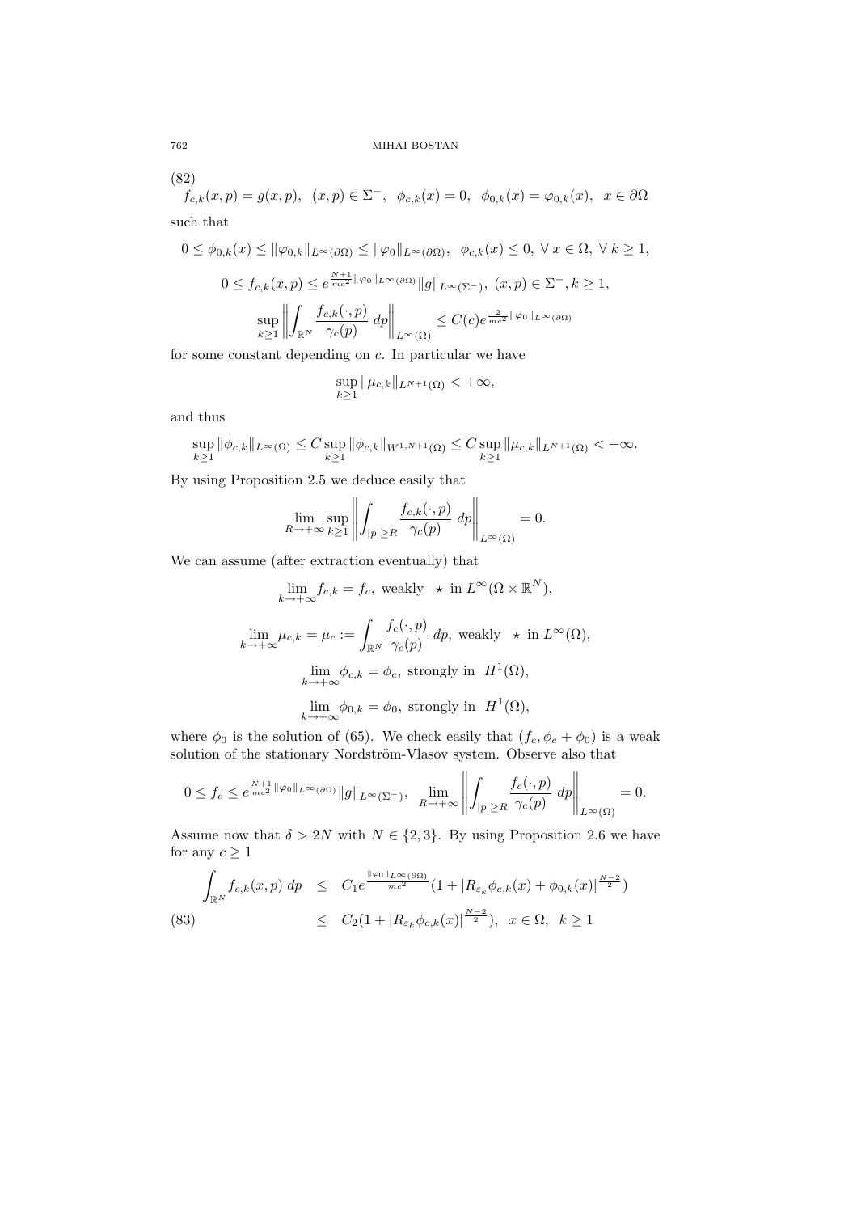(82)

$$f_{c,k}(x,p) = g(x,p),\ \ (x,p) \in \Sigma^-,\ \ \phi_{c,k}(x) = 0,\ \ \phi_{0,k}(x) = \varphi_{0,k}(x),\ \ x \in \partial\Omega$$

such that

$$0 \le \phi_{0,k}(x) \le \|\varphi_{0,k}\|_{L^\infty(\partial\Omega)} \le \|\varphi_0\|_{L^\infty(\partial\Omega)},\ \ \phi_{c,k}(x) \le 0,\ \forall\, x \in \Omega,\ \forall\, k \ge 1,$$

$$0 \le f_{c,k}(x,p) \le e^{\frac{N+1}{mc^2}\|\varphi_0\|_{L^\infty(\partial\Omega)}}\|g\|_{L^\infty(\Sigma^-)},\ (x,p) \in \Sigma^-, k \ge 1,$$

$$\sup_{k\ge 1}\left\|\int_{\mathbb{R}^N} \frac{f_{c,k}(\cdot,p)}{\gamma_c(p)}\, dp\right\|_{L^\infty(\Omega)} \le C(c) e^{\frac{2}{mc^2}\|\varphi_0\|_{L^\infty(\partial\Omega)}}$$

for some constant depending on $c$. In particular we have

$$\sup_{k\ge 1}\|\mu_{c,k}\|_{L^{N+1}(\Omega)} < +\infty,$$

and thus

$$\sup_{k\ge 1}\|\phi_{c,k}\|_{L^\infty(\Omega)} \le C \sup_{k\ge 1}\|\phi_{c,k}\|_{W^{1,N+1}(\Omega)} \le C \sup_{k\ge 1}\|\mu_{c,k}\|_{L^{N+1}(\Omega)} < +\infty.$$

By using Proposition 2.5 we deduce easily that

$$\lim_{R\to+\infty}\sup_{k\ge 1}\left\|\int_{|p|\ge R} \frac{f_{c,k}(\cdot,p)}{\gamma_c(p)}\, dp\right\|_{L^\infty(\Omega)} = 0.$$

We can assume (after extraction eventually) that

$$\lim_{k\to+\infty} f_{c,k} = f_c, \text{ weakly } \ \star \text{ in } L^\infty(\Omega\times\mathbb{R}^N),$$

$$\lim_{k\to+\infty} \mu_{c,k} = \mu_c := \int_{\mathbb{R}^N} \frac{f_c(\cdot,p)}{\gamma_c(p)}\, dp, \text{ weakly } \ \star \text{ in } L^\infty(\Omega),$$

$$\lim_{k\to+\infty} \phi_{c,k} = \phi_c, \text{ strongly in } \ H^1(\Omega),$$

$$\lim_{k\to+\infty} \phi_{0,k} = \phi_0, \text{ strongly in } \ H^1(\Omega),$$

where $\phi_0$ is the solution of (65). We check easily that $(f_c, \phi_c + \phi_0)$ is a weak solution of the stationary Nordström-Vlasov system. Observe also that

$$0 \le f_c \le e^{\frac{N+1}{mc^2}\|\varphi_0\|_{L^\infty(\partial\Omega)}}\|g\|_{L^\infty(\Sigma^-)},\ \ \lim_{R\to+\infty}\left\|\int_{|p|\ge R} \frac{f_c(\cdot,p)}{\gamma_c(p)}\, dp\right\|_{L^\infty(\Omega)} = 0.$$

Assume now that $\delta > 2N$ with $N \in \{2,3\}$. By using Proposition 2.6 we have for any $c \ge 1$

$$\begin{aligned}
\int_{\mathbb{R}^N} f_{c,k}(x,p)\, dp &\le C_1 e^{\frac{\|\varphi_0\|_{L^\infty(\partial\Omega)}}{mc^2}}(1 + |R_{\varepsilon_k}\phi_{c,k}(x) + \phi_{0,k}(x)|^{\frac{N-2}{2}}) \\
&\le C_2(1 + |R_{\varepsilon_k}\phi_{c,k}(x)|^{\frac{N-2}{2}}),\ \ x \in \Omega,\ \ k \ge 1 \qquad (83)
\end{aligned}$$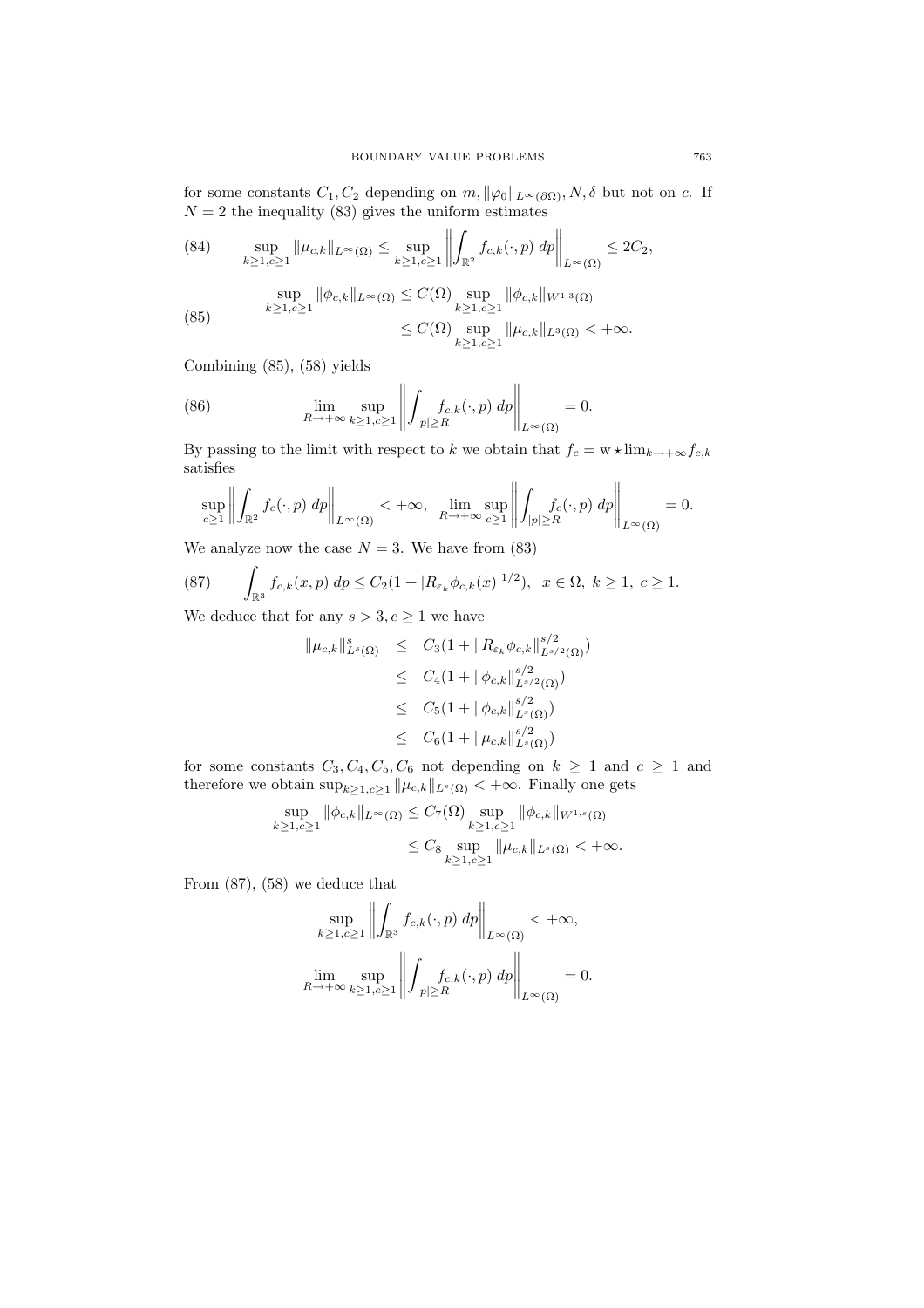for some constants $C_1, C_2$ depending on $m, \|\varphi_0\|_{L^\infty(\partial\Omega)}, N, \delta$ but not on $c$. If $N = 2$ the inequality (83) gives the uniform estimates

$$\sup_{k\geq 1, c\geq 1} \|\mu_{c,k}\|_{L^\infty(\Omega)} \leq \sup_{k\geq 1, c\geq 1} \left\| \int_{\mathbb{R}^2} f_{c,k}(\cdot, p)\, dp \right\|_{L^\infty(\Omega)} \leq 2C_2, \tag{84}$$

$$\begin{aligned} \sup_{k\geq 1, c\geq 1} \|\phi_{c,k}\|_{L^\infty(\Omega)} &\leq C(\Omega) \sup_{k\geq 1, c\geq 1} \|\phi_{c,k}\|_{W^{1,3}(\Omega)} \\ &\leq C(\Omega) \sup_{k\geq 1, c\geq 1} \|\mu_{c,k}\|_{L^3(\Omega)} < +\infty. \end{aligned} \tag{85}$$

Combining (85), (58) yields

$$\lim_{R\to+\infty} \sup_{k\geq 1, c\geq 1} \left\| \int_{|p|\geq R} f_{c,k}(\cdot, p)\, dp \right\|_{L^\infty(\Omega)} = 0. \tag{86}$$

By passing to the limit with respect to $k$ we obtain that $f_c = \mathrm{w}\star\lim_{k\to+\infty} f_{c,k}$ satisfies

$$\sup_{c\geq 1} \left\| \int_{\mathbb{R}^2} f_c(\cdot, p)\, dp \right\|_{L^\infty(\Omega)} < +\infty, \quad \lim_{R\to+\infty} \sup_{c\geq 1} \left\| \int_{|p|\geq R} f_c(\cdot, p)\, dp \right\|_{L^\infty(\Omega)} = 0.$$

We analyze now the case $N = 3$. We have from (83)

$$\int_{\mathbb{R}^3} f_{c,k}(x, p)\, dp \leq C_2(1 + |R_{\varepsilon_k}\phi_{c,k}(x)|^{1/2}), \quad x \in \Omega,\ k \geq 1,\ c \geq 1. \tag{87}$$

We deduce that for any $s > 3, c \geq 1$ we have

$$\begin{aligned} \|\mu_{c,k}\|^s_{L^s(\Omega)} &\leq C_3(1 + \|R_{\varepsilon_k}\phi_{c,k}\|^{s/2}_{L^{s/2}(\Omega)}) \\ &\leq C_4(1 + \|\phi_{c,k}\|^{s/2}_{L^{s/2}(\Omega)}) \\ &\leq C_5(1 + \|\phi_{c,k}\|^{s/2}_{L^s(\Omega)}) \\ &\leq C_6(1 + \|\mu_{c,k}\|^{s/2}_{L^s(\Omega)}) \end{aligned}$$

for some constants $C_3, C_4, C_5, C_6$ not depending on $k \geq 1$ and $c \geq 1$ and therefore we obtain $\sup_{k\geq 1, c\geq 1} \|\mu_{c,k}\|_{L^s(\Omega)} < +\infty$. Finally one gets

$$\begin{aligned} \sup_{k\geq 1, c\geq 1} \|\phi_{c,k}\|_{L^\infty(\Omega)} &\leq C_7(\Omega) \sup_{k\geq 1, c\geq 1} \|\phi_{c,k}\|_{W^{1,s}(\Omega)} \\ &\leq C_8 \sup_{k\geq 1, c\geq 1} \|\mu_{c,k}\|_{L^s(\Omega)} < +\infty. \end{aligned}$$

From (87), (58) we deduce that

$$\sup_{k\geq 1, c\geq 1} \left\| \int_{\mathbb{R}^3} f_{c,k}(\cdot, p)\, dp \right\|_{L^\infty(\Omega)} < +\infty,$$

$$\lim_{R\to+\infty} \sup_{k\geq 1, c\geq 1} \left\| \int_{|p|\geq R} f_{c,k}(\cdot, p)\, dp \right\|_{L^\infty(\Omega)} = 0.$$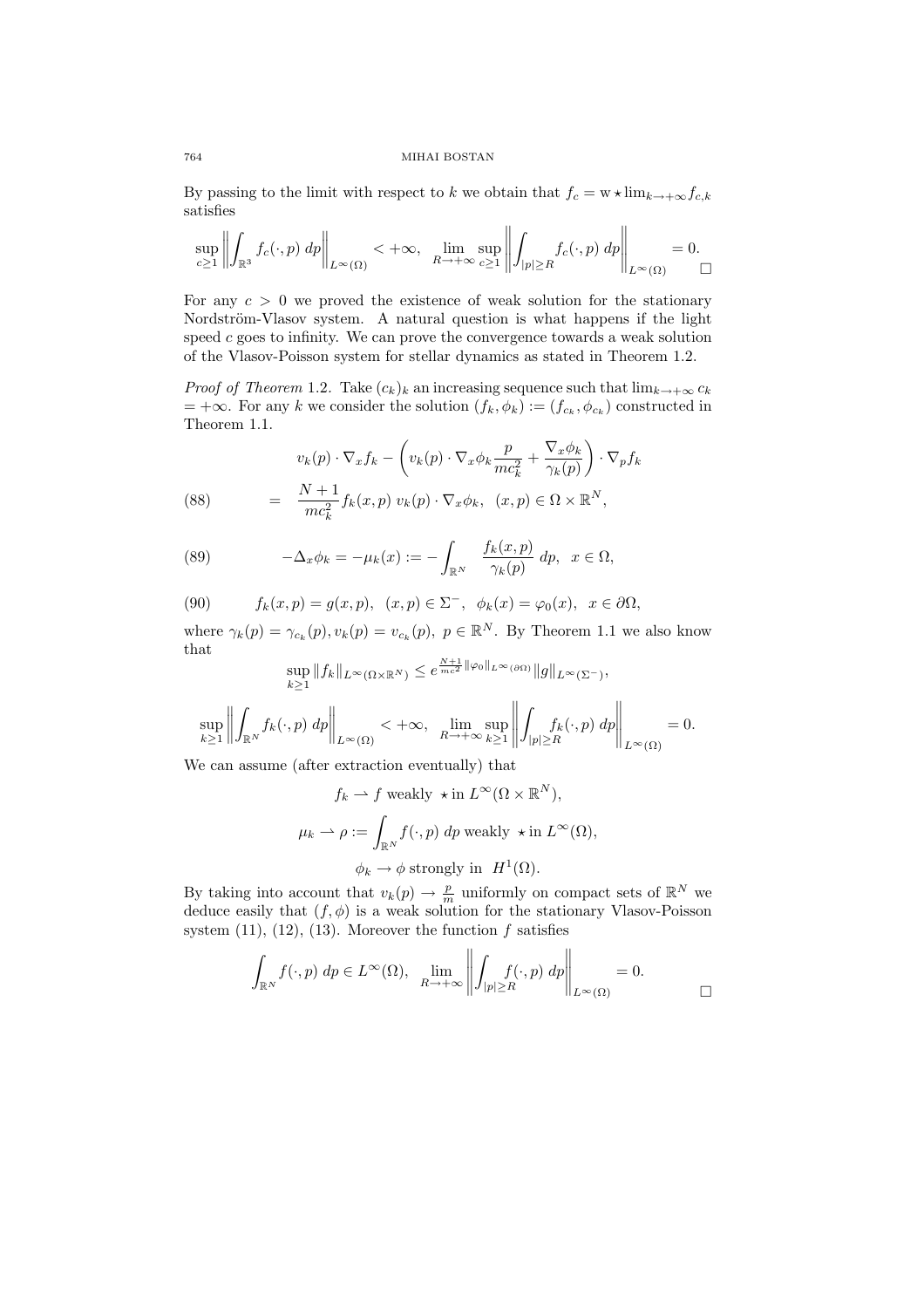By passing to the limit with respect to $k$ we obtain that $f_c = \mathrm{w} \star \lim_{k \to +\infty} f_{c,k}$ satisfies

$$\sup_{c \geq 1} \left\| \int_{\mathbb{R}^3} f_c(\cdot, p) \, dp \right\|_{L^\infty(\Omega)} < +\infty, \quad \lim_{R \to +\infty} \sup_{c \geq 1} \left\| \int_{|p| \geq R} f_c(\cdot, p) \, dp \right\|_{L^\infty(\Omega)} = 0. \qquad \square$$

For any $c > 0$ we proved the existence of weak solution for the stationary Nordström-Vlasov system. A natural question is what happens if the light speed $c$ goes to infinity. We can prove the convergence towards a weak solution of the Vlasov-Poisson system for stellar dynamics as stated in Theorem 1.2.

*Proof of Theorem* 1.2. Take $(c_k)_k$ an increasing sequence such that $\lim_{k \to +\infty} c_k = +\infty$. For any $k$ we consider the solution $(f_k, \phi_k) := (f_{c_k}, \phi_{c_k})$ constructed in Theorem 1.1.

$$\begin{aligned} & v_k(p) \cdot \nabla_x f_k - \left( v_k(p) \cdot \nabla_x \phi_k \frac{p}{mc_k^2} + \frac{\nabla_x \phi_k}{\gamma_k(p)} \right) \cdot \nabla_p f_k \\ = & \ \frac{N+1}{mc_k^2} f_k(x,p) \, v_k(p) \cdot \nabla_x \phi_k, \quad (x,p) \in \Omega \times \mathbb{R}^N, \end{aligned} \tag{88}$$

$$-\Delta_x \phi_k = -\mu_k(x) := -\int_{\mathbb{R}^N} \frac{f_k(x,p)}{\gamma_k(p)} \, dp, \quad x \in \Omega, \tag{89}$$

$$f_k(x,p) = g(x,p), \quad (x,p) \in \Sigma^-, \quad \phi_k(x) = \varphi_0(x), \quad x \in \partial\Omega, \tag{90}$$

where $\gamma_k(p) = \gamma_{c_k}(p), v_k(p) = v_{c_k}(p), \ p \in \mathbb{R}^N$. By Theorem 1.1 we also know that

$$\sup_{k \geq 1} \|f_k\|_{L^\infty(\Omega \times \mathbb{R}^N)} \leq e^{\frac{N+1}{mc^2} \|\varphi_0\|_{L^\infty(\partial\Omega)}} \|g\|_{L^\infty(\Sigma^-)},$$

$$\sup_{k \geq 1} \left\| \int_{\mathbb{R}^N} f_k(\cdot, p) \, dp \right\|_{L^\infty(\Omega)} < +\infty, \quad \lim_{R \to +\infty} \sup_{k \geq 1} \left\| \int_{|p| \geq R} f_k(\cdot, p) \, dp \right\|_{L^\infty(\Omega)} = 0.$$

We can assume (after extraction eventually) that

$$f_k \rightharpoonup f \text{ weakly } \star \text{ in } L^\infty(\Omega \times \mathbb{R}^N),$$

$$\mu_k \rightharpoonup \rho := \int_{\mathbb{R}^N} f(\cdot, p) \, dp \text{ weakly } \star \text{ in } L^\infty(\Omega),$$

$$\phi_k \to \phi \text{ strongly in } H^1(\Omega).$$

By taking into account that $v_k(p) \to \frac{p}{m}$ uniformly on compact sets of $\mathbb{R}^N$ we deduce easily that $(f, \phi)$ is a weak solution for the stationary Vlasov-Poisson system (11), (12), (13). Moreover the function $f$ satisfies

$$\int_{\mathbb{R}^N} f(\cdot, p) \, dp \in L^\infty(\Omega), \quad \lim_{R \to +\infty} \left\| \int_{|p| \geq R} f(\cdot, p) \, dp \right\|_{L^\infty(\Omega)} = 0. \qquad \square$$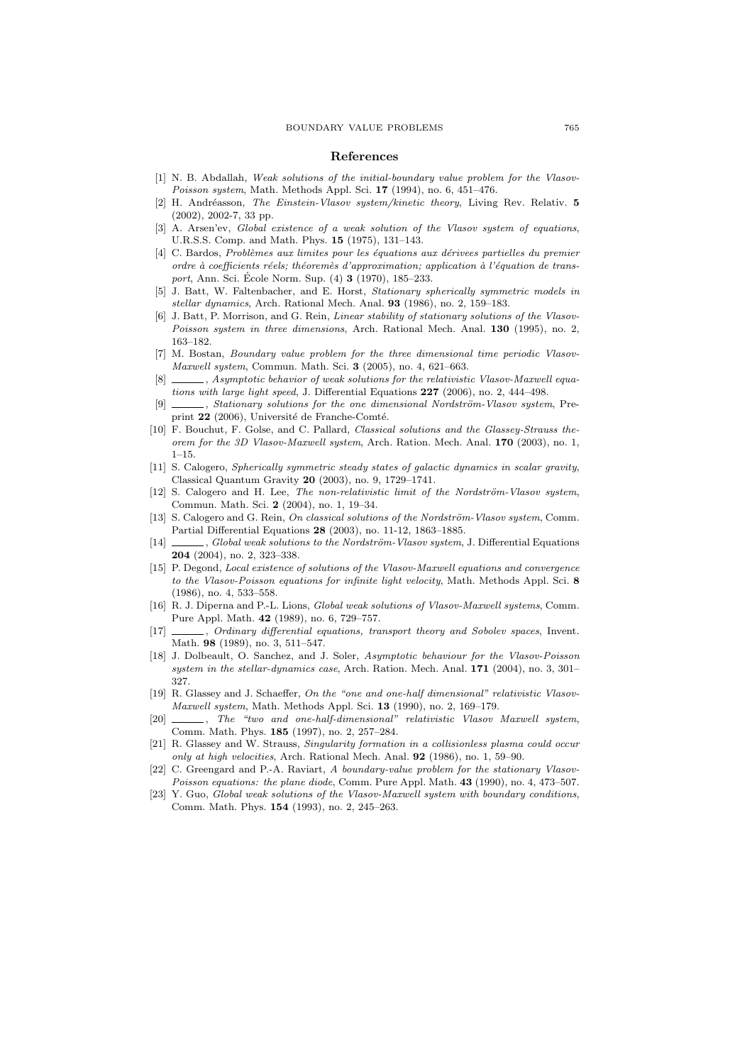## References

[1] N. B. Abdallah, *Weak solutions of the initial-boundary value problem for the Vlasov-Poisson system*, Math. Methods Appl. Sci. **17** (1994), no. 6, 451–476.

[2] H. Andréasson, *The Einstein-Vlasov system/kinetic theory*, Living Rev. Relativ. **5** (2002), 2002-7, 33 pp.

[3] A. Arsen'ev, *Global existence of a weak solution of the Vlasov system of equations*, U.R.S.S. Comp. and Math. Phys. **15** (1975), 131–143.

[4] C. Bardos, *Problèmes aux limites pour les équations aux dérivees partielles du premier ordre à coefficients réels; théoremès d'approximation; application à l'équation de transport*, Ann. Sci. École Norm. Sup. (4) **3** (1970), 185–233.

[5] J. Batt, W. Faltenbacher, and E. Horst, *Stationary spherically symmetric models in stellar dynamics*, Arch. Rational Mech. Anal. **93** (1986), no. 2, 159–183.

[6] J. Batt, P. Morrison, and G. Rein, *Linear stability of stationary solutions of the Vlasov-Poisson system in three dimensions*, Arch. Rational Mech. Anal. **130** (1995), no. 2, 163–182.

[7] M. Bostan, *Boundary value problem for the three dimensional time periodic Vlasov-Maxwell system*, Commun. Math. Sci. **3** (2005), no. 4, 621–663.

[8] ______, *Asymptotic behavior of weak solutions for the relativistic Vlasov-Maxwell equations with large light speed*, J. Differential Equations **227** (2006), no. 2, 444–498.

[9] ______, *Stationary solutions for the one dimensional Nordström-Vlasov system*, Preprint **22** (2006), Université de Franche-Comté.

[10] F. Bouchut, F. Golse, and C. Pallard, *Classical solutions and the Glassey-Strauss theorem for the 3D Vlasov-Maxwell system*, Arch. Ration. Mech. Anal. **170** (2003), no. 1, 1–15.

[11] S. Calogero, *Spherically symmetric steady states of galactic dynamics in scalar gravity*, Classical Quantum Gravity **20** (2003), no. 9, 1729–1741.

[12] S. Calogero and H. Lee, *The non-relativistic limit of the Nordström-Vlasov system*, Commun. Math. Sci. **2** (2004), no. 1, 19–34.

[13] S. Calogero and G. Rein, *On classical solutions of the Nordström-Vlasov system*, Comm. Partial Differential Equations **28** (2003), no. 11-12, 1863–1885.

[14] ______, *Global weak solutions to the Nordström-Vlasov system*, J. Differential Equations **204** (2004), no. 2, 323–338.

[15] P. Degond, *Local existence of solutions of the Vlasov-Maxwell equations and convergence to the Vlasov-Poisson equations for infinite light velocity*, Math. Methods Appl. Sci. **8** (1986), no. 4, 533–558.

[16] R. J. Diperna and P.-L. Lions, *Global weak solutions of Vlasov-Maxwell systems*, Comm. Pure Appl. Math. **42** (1989), no. 6, 729–757.

[17] ______, *Ordinary differential equations, transport theory and Sobolev spaces*, Invent. Math. **98** (1989), no. 3, 511–547.

[18] J. Dolbeault, O. Sanchez, and J. Soler, *Asymptotic behaviour for the Vlasov-Poisson system in the stellar-dynamics case*, Arch. Ration. Mech. Anal. **171** (2004), no. 3, 301–327.

[19] R. Glassey and J. Schaeffer, *On the "one and one-half dimensional" relativistic Vlasov-Maxwell system*, Math. Methods Appl. Sci. **13** (1990), no. 2, 169–179.

[20] ______, *The "two and one-half-dimensional" relativistic Vlasov Maxwell system*, Comm. Math. Phys. **185** (1997), no. 2, 257–284.

[21] R. Glassey and W. Strauss, *Singularity formation in a collisionless plasma could occur only at high velocities*, Arch. Rational Mech. Anal. **92** (1986), no. 1, 59–90.

[22] C. Greengard and P.-A. Raviart, *A boundary-value problem for the stationary Vlasov-Poisson equations: the plane diode*, Comm. Pure Appl. Math. **43** (1990), no. 4, 473–507.

[23] Y. Guo, *Global weak solutions of the Vlasov-Maxwell system with boundary conditions*, Comm. Math. Phys. **154** (1993), no. 2, 245–263.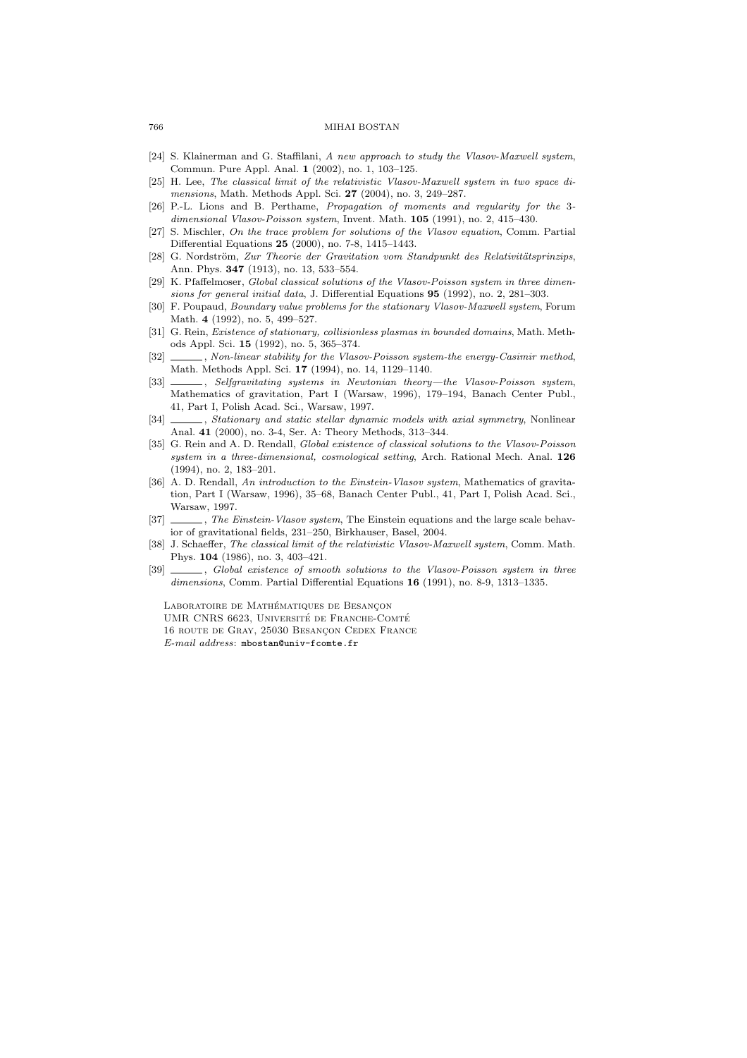[24] S. Klainerman and G. Staffilani, *A new approach to study the Vlasov-Maxwell system*, Commun. Pure Appl. Anal. **1** (2002), no. 1, 103–125.

[25] H. Lee, *The classical limit of the relativistic Vlasov-Maxwell system in two space dimensions*, Math. Methods Appl. Sci. **27** (2004), no. 3, 249–287.

[26] P.-L. Lions and B. Perthame, *Propagation of moments and regularity for the 3-dimensional Vlasov-Poisson system*, Invent. Math. **105** (1991), no. 2, 415–430.

[27] S. Mischler, *On the trace problem for solutions of the Vlasov equation*, Comm. Partial Differential Equations **25** (2000), no. 7-8, 1415–1443.

[28] G. Nordström, *Zur Theorie der Gravitation vom Standpunkt des Relativitätsprinzips*, Ann. Phys. **347** (1913), no. 13, 533–554.

[29] K. Pfaffelmoser, *Global classical solutions of the Vlasov-Poisson system in three dimensions for general initial data*, J. Differential Equations **95** (1992), no. 2, 281–303.

[30] F. Poupaud, *Boundary value problems for the stationary Vlasov-Maxwell system*, Forum Math. **4** (1992), no. 5, 499–527.

[31] G. Rein, *Existence of stationary, collisionless plasmas in bounded domains*, Math. Methods Appl. Sci. **15** (1992), no. 5, 365–374.

[32] ______, *Non-linear stability for the Vlasov-Poisson system-the energy-Casimir method*, Math. Methods Appl. Sci. **17** (1994), no. 14, 1129–1140.

[33] ______, *Selfgravitating systems in Newtonian theory—the Vlasov-Poisson system*, Mathematics of gravitation, Part I (Warsaw, 1996), 179–194, Banach Center Publ., 41, Part I, Polish Acad. Sci., Warsaw, 1997.

[34] ______, *Stationary and static stellar dynamic models with axial symmetry*, Nonlinear Anal. **41** (2000), no. 3-4, Ser. A: Theory Methods, 313–344.

[35] G. Rein and A. D. Rendall, *Global existence of classical solutions to the Vlasov-Poisson system in a three-dimensional, cosmological setting*, Arch. Rational Mech. Anal. **126** (1994), no. 2, 183–201.

[36] A. D. Rendall, *An introduction to the Einstein-Vlasov system*, Mathematics of gravitation, Part I (Warsaw, 1996), 35–68, Banach Center Publ., 41, Part I, Polish Acad. Sci., Warsaw, 1997.

[37] ______, *The Einstein-Vlasov system*, The Einstein equations and the large scale behavior of gravitational fields, 231–250, Birkhauser, Basel, 2004.

[38] J. Schaeffer, *The classical limit of the relativistic Vlasov-Maxwell system*, Comm. Math. Phys. **104** (1986), no. 3, 403–421.

[39] ______, *Global existence of smooth solutions to the Vlasov-Poisson system in three dimensions*, Comm. Partial Differential Equations **16** (1991), no. 8-9, 1313–1335.

Laboratoire de Mathématiques de Besançon
UMR CNRS 6623, Université de Franche-Comté
16 route de Gray, 25030 Besançon Cedex France
*E-mail address*: mbostan@univ-fcomte.fr